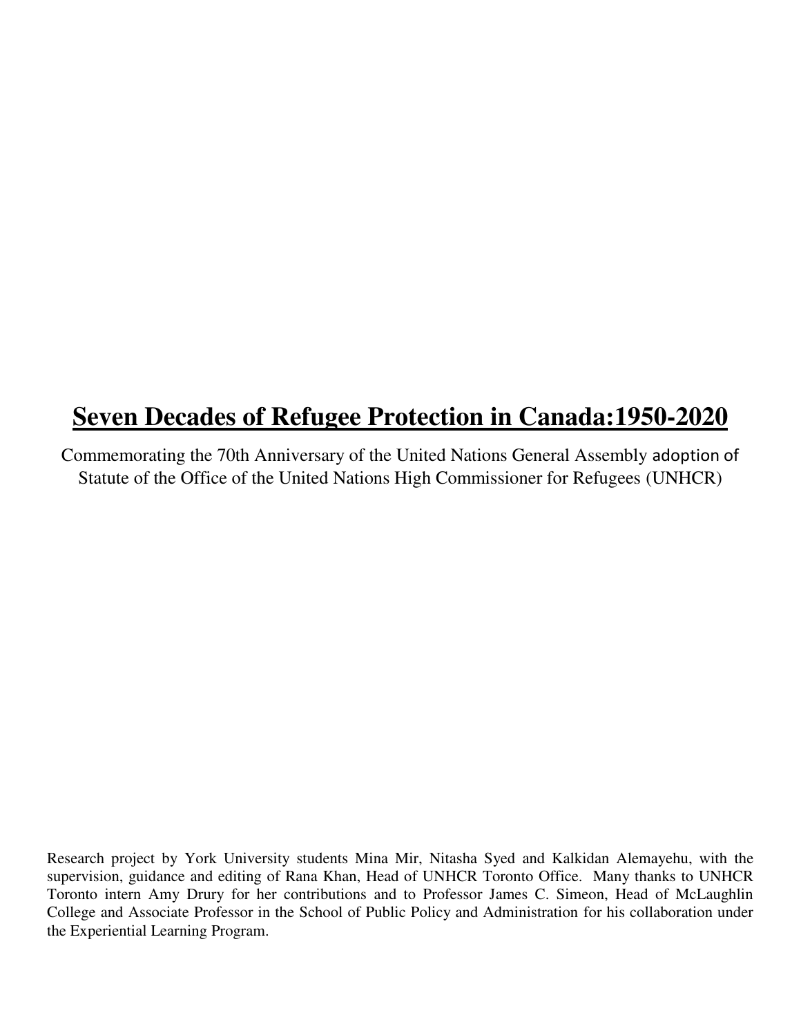# **Seven Decades of Refugee Protection in Canada:1950-2020**

Commemorating the 70th Anniversary of the United Nations General Assembly adoption of Statute of the Office of the United Nations High Commissioner for Refugees (UNHCR)

Research project by York University students Mina Mir, Nitasha Syed and Kalkidan Alemayehu, with the supervision, guidance and editing of Rana Khan, Head of UNHCR Toronto Office. Many thanks to UNHCR Toronto intern Amy Drury for her contributions and to Professor James C. Simeon, Head of McLaughlin College and Associate Professor in the School of Public Policy and Administration for his collaboration under the Experiential Learning Program.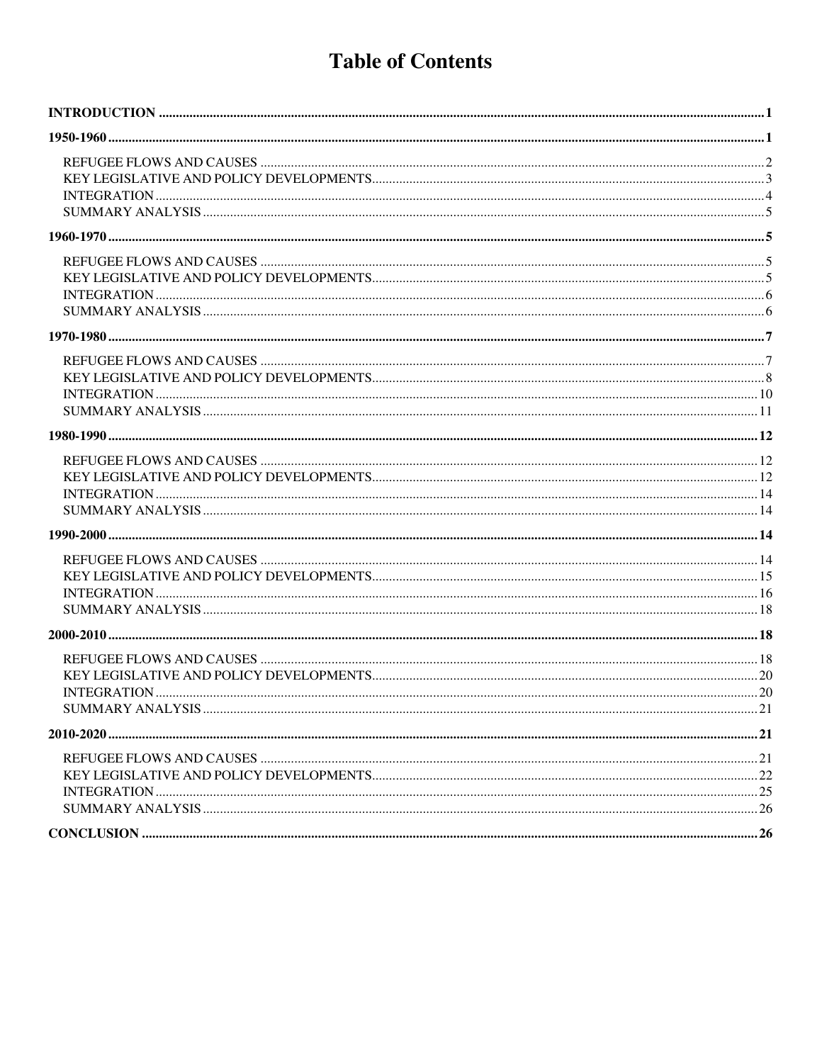# Table of Contents

**INTRODUCTION** ..... **1**

**1950-1960** ..... **1**

- REFUGEE FLOWS AND CAUSES ..... 2
- KEY LEGISLATIVE AND POLICY DEVELOPMENTS ..... 3
- INTEGRATION ..... 4
- SUMMARY ANALYSIS ..... 5

**1960-1970** ..... **5**

- REFUGEE FLOWS AND CAUSES ..... 5
- KEY LEGISLATIVE AND POLICY DEVELOPMENTS ..... 5
- INTEGRATION ..... 6
- SUMMARY ANALYSIS ..... 6

**1970-1980** ..... **7**

- REFUGEE FLOWS AND CAUSES ..... 7
- KEY LEGISLATIVE AND POLICY DEVELOPMENTS ..... 8
- INTEGRATION ..... 10
- SUMMARY ANALYSIS ..... 11

**1980-1990** ..... **12**

- REFUGEE FLOWS AND CAUSES ..... 12
- KEY LEGISLATIVE AND POLICY DEVELOPMENTS ..... 12
- INTEGRATION ..... 14
- SUMMARY ANALYSIS ..... 14

**1990-2000** ..... **14**

- REFUGEE FLOWS AND CAUSES ..... 14
- KEY LEGISLATIVE AND POLICY DEVELOPMENTS ..... 15
- INTEGRATION ..... 16
- SUMMARY ANALYSIS ..... 18

**2000-2010** ..... **18**

- REFUGEE FLOWS AND CAUSES ..... 18
- KEY LEGISLATIVE AND POLICY DEVELOPMENTS ..... 20
- INTEGRATION ..... 20
- SUMMARY ANALYSIS ..... 21

**2010-2020** ..... **21**

- REFUGEE FLOWS AND CAUSES ..... 21
- KEY LEGISLATIVE AND POLICY DEVELOPMENTS ..... 22
- INTEGRATION ..... 25
- SUMMARY ANALYSIS ..... 26

**CONCLUSION** ..... **26**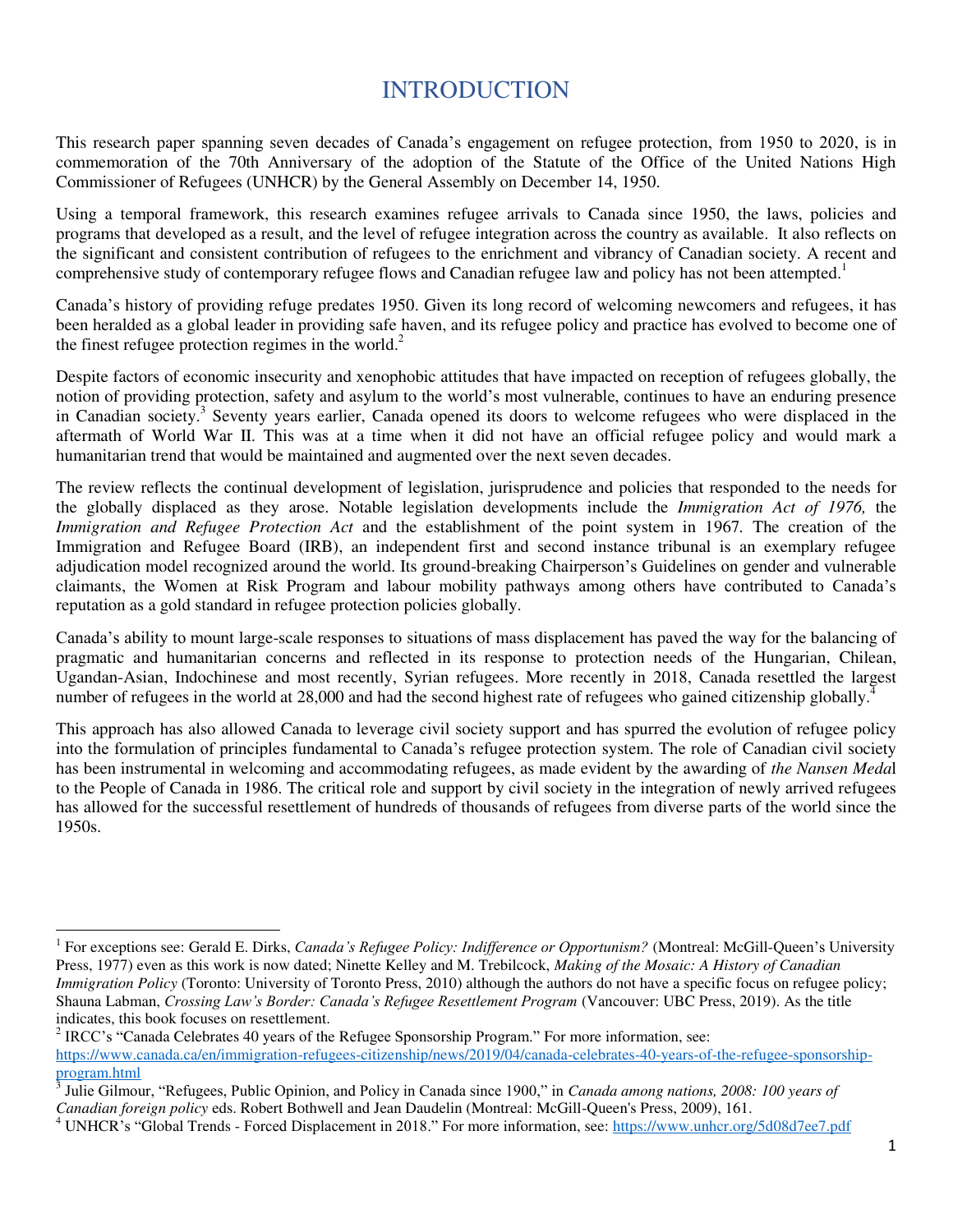# INTRODUCTION

This research paper spanning seven decades of Canada's engagement on refugee protection, from 1950 to 2020, is in commemoration of the 70th Anniversary of the adoption of the Statute of the Office of the United Nations High Commissioner of Refugees (UNHCR) by the General Assembly on December 14, 1950.

Using a temporal framework, this research examines refugee arrivals to Canada since 1950, the laws, policies and programs that developed as a result, and the level of refugee integration across the country as available. It also reflects on the significant and consistent contribution of refugees to the enrichment and vibrancy of Canadian society. A recent and comprehensive study of contemporary refugee flows and Canadian refugee law and policy has not been attempted.[1]

Canada's history of providing refuge predates 1950. Given its long record of welcoming newcomers and refugees, it has been heralded as a global leader in providing safe haven, and its refugee policy and practice has evolved to become one of the finest refugee protection regimes in the world.[2]

Despite factors of economic insecurity and xenophobic attitudes that have impacted on reception of refugees globally, the notion of providing protection, safety and asylum to the world's most vulnerable, continues to have an enduring presence in Canadian society.[3] Seventy years earlier, Canada opened its doors to welcome refugees who were displaced in the aftermath of World War II. This was at a time when it did not have an official refugee policy and would mark a humanitarian trend that would be maintained and augmented over the next seven decades.

The review reflects the continual development of legislation, jurisprudence and policies that responded to the needs for the globally displaced as they arose. Notable legislation developments include the *Immigration Act of 1976,* the *Immigration and Refugee Protection Act* and the establishment of the point system in 1967. The creation of the Immigration and Refugee Board (IRB), an independent first and second instance tribunal is an exemplary refugee adjudication model recognized around the world. Its ground-breaking Chairperson's Guidelines on gender and vulnerable claimants, the Women at Risk Program and labour mobility pathways among others have contributed to Canada's reputation as a gold standard in refugee protection policies globally.

Canada's ability to mount large-scale responses to situations of mass displacement has paved the way for the balancing of pragmatic and humanitarian concerns and reflected in its response to protection needs of the Hungarian, Chilean, Ugandan-Asian, Indochinese and most recently, Syrian refugees. More recently in 2018, Canada resettled the largest number of refugees in the world at 28,000 and had the second highest rate of refugees who gained citizenship globally.[4]

This approach has also allowed Canada to leverage civil society support and has spurred the evolution of refugee policy into the formulation of principles fundamental to Canada's refugee protection system. The role of Canadian civil society has been instrumental in welcoming and accommodating refugees, as made evident by the awarding of *the Nansen Medal* to the People of Canada in 1986. The critical role and support by civil society in the integration of newly arrived refugees has allowed for the successful resettlement of hundreds of thousands of refugees from diverse parts of the world since the 1950s.

---

[1] For exceptions see: Gerald E. Dirks, *Canada's Refugee Policy: Indifference or Opportunism?* (Montreal: McGill-Queen's University Press, 1977) even as this work is now dated; Ninette Kelley and M. Trebilcock, *Making of the Mosaic: A History of Canadian Immigration Policy* (Toronto: University of Toronto Press, 2010) although the authors do not have a specific focus on refugee policy; Shauna Labman, *Crossing Law's Border: Canada's Refugee Resettlement Program* (Vancouver: UBC Press, 2019). As the title indicates, this book focuses on resettlement.

[2] IRCC's "Canada Celebrates 40 years of the Refugee Sponsorship Program." For more information, see: https://www.canada.ca/en/immigration-refugees-citizenship/news/2019/04/canada-celebrates-40-years-of-the-refugee-sponsorship-program.html

[3] Julie Gilmour, "Refugees, Public Opinion, and Policy in Canada since 1900," in *Canada among nations, 2008: 100 years of Canadian foreign policy* eds. Robert Bothwell and Jean Daudelin (Montreal: McGill-Queen's Press, 2009), 161.

[4] UNHCR's "Global Trends - Forced Displacement in 2018." For more information, see: https://www.unhcr.org/5d08d7ee7.pdf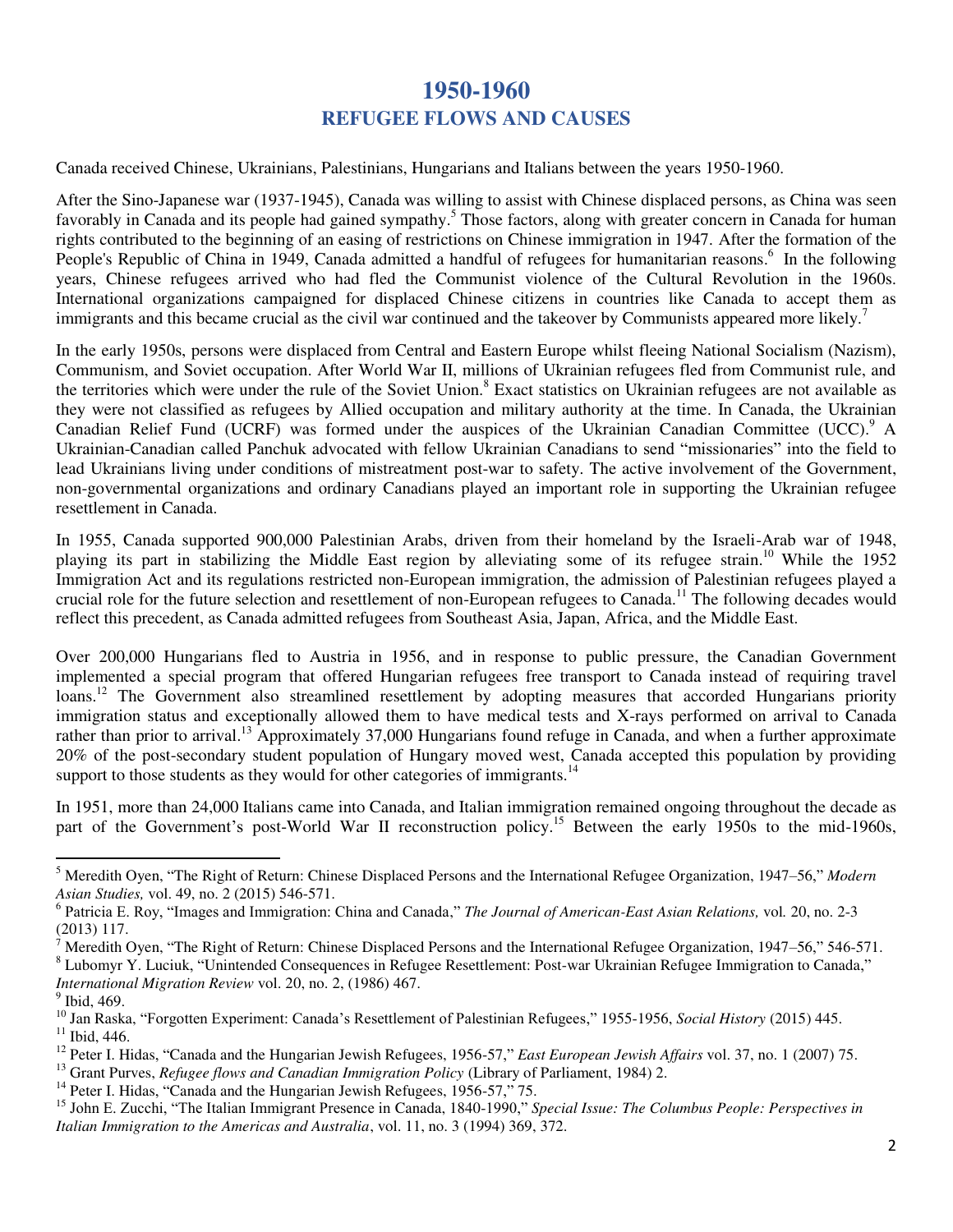# 1950-1960
## REFUGEE FLOWS AND CAUSES

Canada received Chinese, Ukrainians, Palestinians, Hungarians and Italians between the years 1950-1960.

After the Sino-Japanese war (1937-1945), Canada was willing to assist with Chinese displaced persons, as China was seen favorably in Canada and its people had gained sympathy.[5] Those factors, along with greater concern in Canada for human rights contributed to the beginning of an easing of restrictions on Chinese immigration in 1947. After the formation of the People's Republic of China in 1949, Canada admitted a handful of refugees for humanitarian reasons.[6] In the following years, Chinese refugees arrived who had fled the Communist violence of the Cultural Revolution in the 1960s. International organizations campaigned for displaced Chinese citizens in countries like Canada to accept them as immigrants and this became crucial as the civil war continued and the takeover by Communists appeared more likely.[7]

In the early 1950s, persons were displaced from Central and Eastern Europe whilst fleeing National Socialism (Nazism), Communism, and Soviet occupation. After World War II, millions of Ukrainian refugees fled from Communist rule, and the territories which were under the rule of the Soviet Union.[8] Exact statistics on Ukrainian refugees are not available as they were not classified as refugees by Allied occupation and military authority at the time. In Canada, the Ukrainian Canadian Relief Fund (UCRF) was formed under the auspices of the Ukrainian Canadian Committee (UCC).[9] A Ukrainian-Canadian called Panchuk advocated with fellow Ukrainian Canadians to send "missionaries" into the field to lead Ukrainians living under conditions of mistreatment post-war to safety. The active involvement of the Government, non-governmental organizations and ordinary Canadians played an important role in supporting the Ukrainian refugee resettlement in Canada.

In 1955, Canada supported 900,000 Palestinian Arabs, driven from their homeland by the Israeli-Arab war of 1948, playing its part in stabilizing the Middle East region by alleviating some of its refugee strain.[10] While the 1952 Immigration Act and its regulations restricted non-European immigration, the admission of Palestinian refugees played a crucial role for the future selection and resettlement of non-European refugees to Canada.[11] The following decades would reflect this precedent, as Canada admitted refugees from Southeast Asia, Japan, Africa, and the Middle East.

Over 200,000 Hungarians fled to Austria in 1956, and in response to public pressure, the Canadian Government implemented a special program that offered Hungarian refugees free transport to Canada instead of requiring travel loans.[12] The Government also streamlined resettlement by adopting measures that accorded Hungarians priority immigration status and exceptionally allowed them to have medical tests and X-rays performed on arrival to Canada rather than prior to arrival.[13] Approximately 37,000 Hungarians found refuge in Canada, and when a further approximate 20% of the post-secondary student population of Hungary moved west, Canada accepted this population by providing support to those students as they would for other categories of immigrants.[14]

In 1951, more than 24,000 Italians came into Canada, and Italian immigration remained ongoing throughout the decade as part of the Government's post-World War II reconstruction policy.[15] Between the early 1950s to the mid-1960s,

---

[5] Meredith Oyen, "The Right of Return: Chinese Displaced Persons and the International Refugee Organization, 1947–56," *Modern Asian Studies,* vol. 49, no. 2 (2015) 546-571.

[6] Patricia E. Roy, "Images and Immigration: China and Canada," *The Journal of American-East Asian Relations,* vol. 20, no. 2-3 (2013) 117.

[7] Meredith Oyen, "The Right of Return: Chinese Displaced Persons and the International Refugee Organization, 1947–56," 546-571.

[8] Lubomyr Y. Luciuk, "Unintended Consequences in Refugee Resettlement: Post-war Ukrainian Refugee Immigration to Canada," *International Migration Review* vol. 20, no. 2, (1986) 467.

[9] Ibid, 469.

[10] Jan Raska, "Forgotten Experiment: Canada's Resettlement of Palestinian Refugees," 1955-1956, *Social History* (2015) 445.

[11] Ibid, 446.

[12] Peter I. Hidas, "Canada and the Hungarian Jewish Refugees, 1956-57," *East European Jewish Affairs* vol. 37, no. 1 (2007) 75.

[13] Grant Purves, *Refugee flows and Canadian Immigration Policy* (Library of Parliament, 1984) 2.

[14] Peter I. Hidas, "Canada and the Hungarian Jewish Refugees, 1956-57," 75.

[15] John E. Zucchi, "The Italian Immigrant Presence in Canada, 1840-1990," *Special Issue: The Columbus People: Perspectives in Italian Immigration to the Americas and Australia*, vol. 11, no. 3 (1994) 369, 372.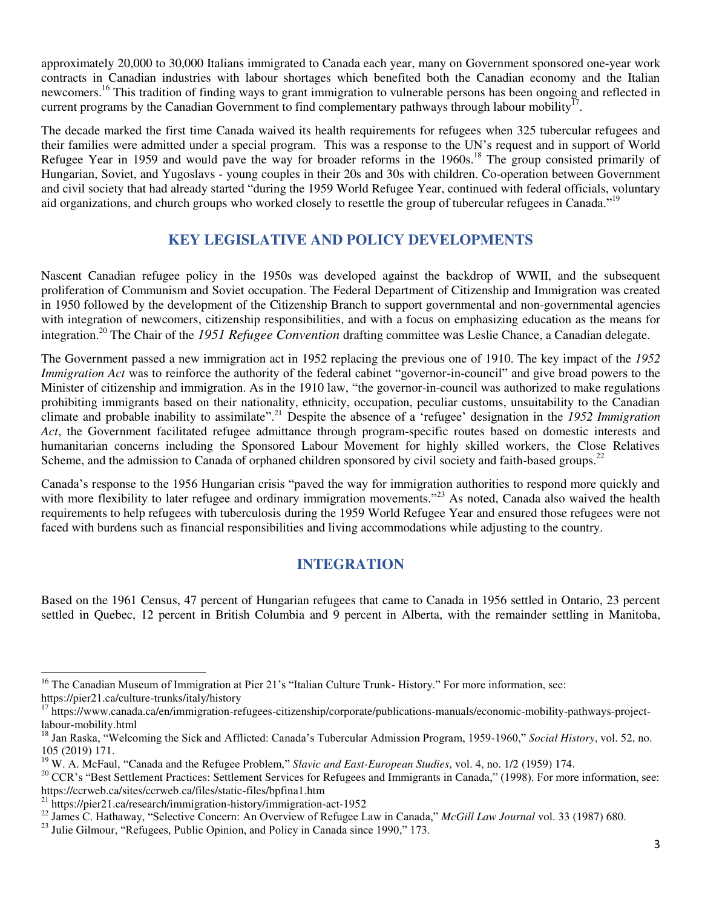approximately 20,000 to 30,000 Italians immigrated to Canada each year, many on Government sponsored one-year work contracts in Canadian industries with labour shortages which benefited both the Canadian economy and the Italian newcomers.[16] This tradition of finding ways to grant immigration to vulnerable persons has been ongoing and reflected in current programs by the Canadian Government to find complementary pathways through labour mobility[17].

The decade marked the first time Canada waived its health requirements for refugees when 325 tubercular refugees and their families were admitted under a special program. This was a response to the UN's request and in support of World Refugee Year in 1959 and would pave the way for broader reforms in the 1960s.[18] The group consisted primarily of Hungarian, Soviet, and Yugoslavs - young couples in their 20s and 30s with children. Co-operation between Government and civil society that had already started "during the 1959 World Refugee Year, continued with federal officials, voluntary aid organizations, and church groups who worked closely to resettle the group of tubercular refugees in Canada."[19]

## KEY LEGISLATIVE AND POLICY DEVELOPMENTS

Nascent Canadian refugee policy in the 1950s was developed against the backdrop of WWII, and the subsequent proliferation of Communism and Soviet occupation. The Federal Department of Citizenship and Immigration was created in 1950 followed by the development of the Citizenship Branch to support governmental and non-governmental agencies with integration of newcomers, citizenship responsibilities, and with a focus on emphasizing education as the means for integration.[20] The Chair of the *1951 Refugee Convention* drafting committee was Leslie Chance, a Canadian delegate.

The Government passed a new immigration act in 1952 replacing the previous one of 1910. The key impact of the *1952 Immigration Act* was to reinforce the authority of the federal cabinet "governor-in-council" and give broad powers to the Minister of citizenship and immigration. As in the 1910 law, "the governor-in-council was authorized to make regulations prohibiting immigrants based on their nationality, ethnicity, occupation, peculiar customs, unsuitability to the Canadian climate and probable inability to assimilate".[21] Despite the absence of a 'refugee' designation in the *1952 Immigration Act*, the Government facilitated refugee admittance through program-specific routes based on domestic interests and humanitarian concerns including the Sponsored Labour Movement for highly skilled workers, the Close Relatives Scheme, and the admission to Canada of orphaned children sponsored by civil society and faith-based groups.[22]

Canada's response to the 1956 Hungarian crisis "paved the way for immigration authorities to respond more quickly and with more flexibility to later refugee and ordinary immigration movements."[23] As noted, Canada also waived the health requirements to help refugees with tuberculosis during the 1959 World Refugee Year and ensured those refugees were not faced with burdens such as financial responsibilities and living accommodations while adjusting to the country.

## INTEGRATION

Based on the 1961 Census, 47 percent of Hungarian refugees that came to Canada in 1956 settled in Ontario, 23 percent settled in Quebec, 12 percent in British Columbia and 9 percent in Alberta, with the remainder settling in Manitoba,

---

[16] The Canadian Museum of Immigration at Pier 21's "Italian Culture Trunk- History." For more information, see: https://pier21.ca/culture-trunks/italy/history

[17] https://www.canada.ca/en/immigration-refugees-citizenship/corporate/publications-manuals/economic-mobility-pathways-project-labour-mobility.html

[18] Jan Raska, "Welcoming the Sick and Afflicted: Canada's Tubercular Admission Program, 1959-1960," *Social History*, vol. 52, no. 105 (2019) 171.

[19] W. A. McFaul, "Canada and the Refugee Problem," *Slavic and East-European Studies*, vol. 4, no. 1/2 (1959) 174.

[20] CCR's "Best Settlement Practices: Settlement Services for Refugees and Immigrants in Canada," (1998). For more information, see: https://ccrweb.ca/sites/ccrweb.ca/files/static-files/bpfina1.htm

[21] https://pier21.ca/research/immigration-history/immigration-act-1952

[22] James C. Hathaway, "Selective Concern: An Overview of Refugee Law in Canada," *McGill Law Journal* vol. 33 (1987) 680.

[23] Julie Gilmour, "Refugees, Public Opinion, and Policy in Canada since 1990," 173.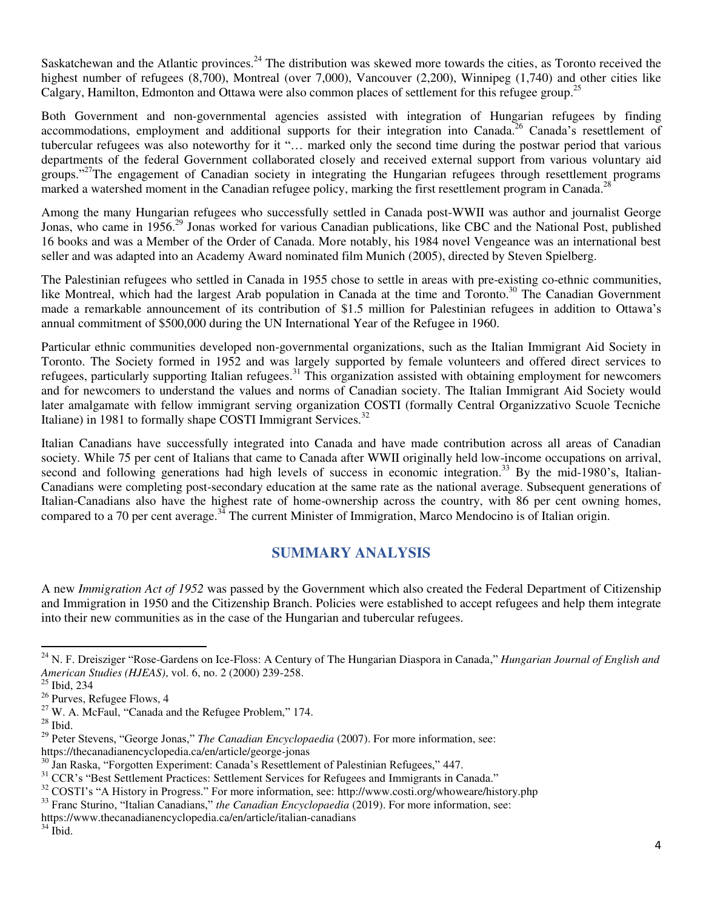Saskatchewan and the Atlantic provinces.[24] The distribution was skewed more towards the cities, as Toronto received the highest number of refugees (8,700), Montreal (over 7,000), Vancouver (2,200), Winnipeg (1,740) and other cities like Calgary, Hamilton, Edmonton and Ottawa were also common places of settlement for this refugee group.[25]

Both Government and non-governmental agencies assisted with integration of Hungarian refugees by finding accommodations, employment and additional supports for their integration into Canada.[26] Canada's resettlement of tubercular refugees was also noteworthy for it "… marked only the second time during the postwar period that various departments of the federal Government collaborated closely and received external support from various voluntary aid groups."[27]The engagement of Canadian society in integrating the Hungarian refugees through resettlement programs marked a watershed moment in the Canadian refugee policy, marking the first resettlement program in Canada.[28]

Among the many Hungarian refugees who successfully settled in Canada post-WWII was author and journalist George Jonas, who came in 1956.[29] Jonas worked for various Canadian publications, like CBC and the National Post, published 16 books and was a Member of the Order of Canada. More notably, his 1984 novel Vengeance was an international best seller and was adapted into an Academy Award nominated film Munich (2005), directed by Steven Spielberg.

The Palestinian refugees who settled in Canada in 1955 chose to settle in areas with pre-existing co-ethnic communities, like Montreal, which had the largest Arab population in Canada at the time and Toronto.[30] The Canadian Government made a remarkable announcement of its contribution of $1.5 million for Palestinian refugees in addition to Ottawa's annual commitment of $500,000 during the UN International Year of the Refugee in 1960.

Particular ethnic communities developed non-governmental organizations, such as the Italian Immigrant Aid Society in Toronto. The Society formed in 1952 and was largely supported by female volunteers and offered direct services to refugees, particularly supporting Italian refugees.[31] This organization assisted with obtaining employment for newcomers and for newcomers to understand the values and norms of Canadian society. The Italian Immigrant Aid Society would later amalgamate with fellow immigrant serving organization COSTI (formally Central Organizzativo Scuole Tecniche Italiane) in 1981 to formally shape COSTI Immigrant Services.[32]

Italian Canadians have successfully integrated into Canada and have made contribution across all areas of Canadian society. While 75 per cent of Italians that came to Canada after WWII originally held low-income occupations on arrival, second and following generations had high levels of success in economic integration.[33] By the mid-1980's, Italian-Canadians were completing post-secondary education at the same rate as the national average. Subsequent generations of Italian-Canadians also have the highest rate of home-ownership across the country, with 86 per cent owning homes, compared to a 70 per cent average.[34] The current Minister of Immigration, Marco Mendocino is of Italian origin.

## SUMMARY ANALYSIS

A new *Immigration Act of 1952* was passed by the Government which also created the Federal Department of Citizenship and Immigration in 1950 and the Citizenship Branch. Policies were established to accept refugees and help them integrate into their new communities as in the case of the Hungarian and tubercular refugees.

---

[24] N. F. Dreisziger "Rose-Gardens on Ice-Floss: A Century of The Hungarian Diaspora in Canada," *Hungarian Journal of English and American Studies (HJEAS)*, vol. 6, no. 2 (2000) 239-258.

[25] Ibid, 234

[26] Purves, Refugee Flows, 4

[27] W. A. McFaul, "Canada and the Refugee Problem," 174.

[28] Ibid.

[29] Peter Stevens, "George Jonas," *The Canadian Encyclopaedia* (2007). For more information, see: https://thecanadianencyclopedia.ca/en/article/george-jonas

[30] Jan Raska, "Forgotten Experiment: Canada's Resettlement of Palestinian Refugees," 447.

[31] CCR's "Best Settlement Practices: Settlement Services for Refugees and Immigrants in Canada."

[32] COSTI's "A History in Progress." For more information, see: http://www.costi.org/whoweare/history.php

[33] Franc Sturino, "Italian Canadians," *the Canadian Encyclopaedia* (2019). For more information, see: https://www.thecanadianencyclopedia.ca/en/article/italian-canadians

[34] Ibid.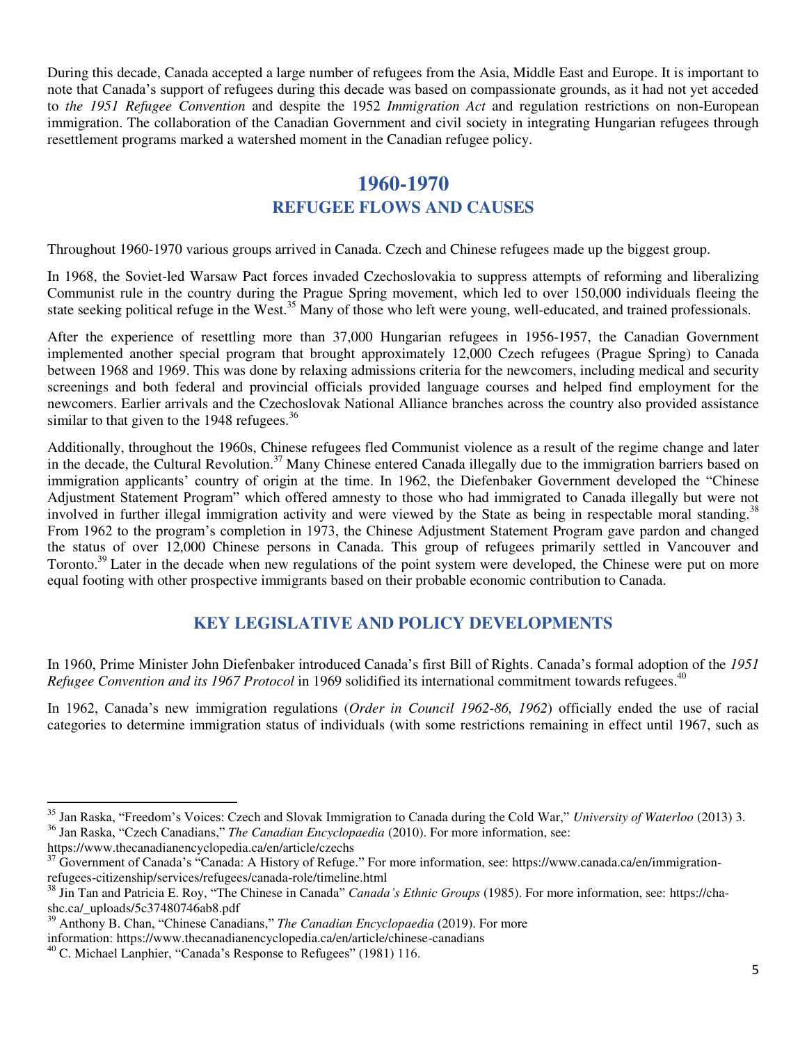During this decade, Canada accepted a large number of refugees from the Asia, Middle East and Europe. It is important to note that Canada's support of refugees during this decade was based on compassionate grounds, as it had not yet acceded to *the 1951 Refugee Convention* and despite the 1952 *Immigration Act* and regulation restrictions on non-European immigration. The collaboration of the Canadian Government and civil society in integrating Hungarian refugees through resettlement programs marked a watershed moment in the Canadian refugee policy.

## 1960-1970

### REFUGEE FLOWS AND CAUSES

Throughout 1960-1970 various groups arrived in Canada. Czech and Chinese refugees made up the biggest group.

In 1968, the Soviet-led Warsaw Pact forces invaded Czechoslovakia to suppress attempts of reforming and liberalizing Communist rule in the country during the Prague Spring movement, which led to over 150,000 individuals fleeing the state seeking political refuge in the West.[35] Many of those who left were young, well-educated, and trained professionals.

After the experience of resettling more than 37,000 Hungarian refugees in 1956-1957, the Canadian Government implemented another special program that brought approximately 12,000 Czech refugees (Prague Spring) to Canada between 1968 and 1969. This was done by relaxing admissions criteria for the newcomers, including medical and security screenings and both federal and provincial officials provided language courses and helped find employment for the newcomers. Earlier arrivals and the Czechoslovak National Alliance branches across the country also provided assistance similar to that given to the 1948 refugees.[36]

Additionally, throughout the 1960s, Chinese refugees fled Communist violence as a result of the regime change and later in the decade, the Cultural Revolution.[37] Many Chinese entered Canada illegally due to the immigration barriers based on immigration applicants' country of origin at the time. In 1962, the Diefenbaker Government developed the "Chinese Adjustment Statement Program" which offered amnesty to those who had immigrated to Canada illegally but were not involved in further illegal immigration activity and were viewed by the State as being in respectable moral standing.[38] From 1962 to the program's completion in 1973, the Chinese Adjustment Statement Program gave pardon and changed the status of over 12,000 Chinese persons in Canada. This group of refugees primarily settled in Vancouver and Toronto.[39] Later in the decade when new regulations of the point system were developed, the Chinese were put on more equal footing with other prospective immigrants based on their probable economic contribution to Canada.

### KEY LEGISLATIVE AND POLICY DEVELOPMENTS

In 1960, Prime Minister John Diefenbaker introduced Canada's first Bill of Rights. Canada's formal adoption of the *1951 Refugee Convention and its 1967 Protocol* in 1969 solidified its international commitment towards refugees.[40]

In 1962, Canada's new immigration regulations (*Order in Council 1962-86, 1962*) officially ended the use of racial categories to determine immigration status of individuals (with some restrictions remaining in effect until 1967, such as

---

[35] Jan Raska, "Freedom's Voices: Czech and Slovak Immigration to Canada during the Cold War," *University of Waterloo* (2013) 3.

[36] Jan Raska, "Czech Canadians," *The Canadian Encyclopaedia* (2010). For more information, see: https://www.thecanadianencyclopedia.ca/en/article/czechs

[37] Government of Canada's "Canada: A History of Refuge." For more information, see: https://www.canada.ca/en/immigration-refugees-citizenship/services/refugees/canada-role/timeline.html

[38] Jin Tan and Patricia E. Roy, "The Chinese in Canada" *Canada's Ethnic Groups* (1985). For more information, see: https://cha-shc.ca/_uploads/5c37480746ab8.pdf

[39] Anthony B. Chan, "Chinese Canadians," *The Canadian Encyclopaedia* (2019). For more information: https://www.thecanadianencyclopedia.ca/en/article/chinese-canadians

[40] C. Michael Lanphier, "Canada's Response to Refugees" (1981) 116.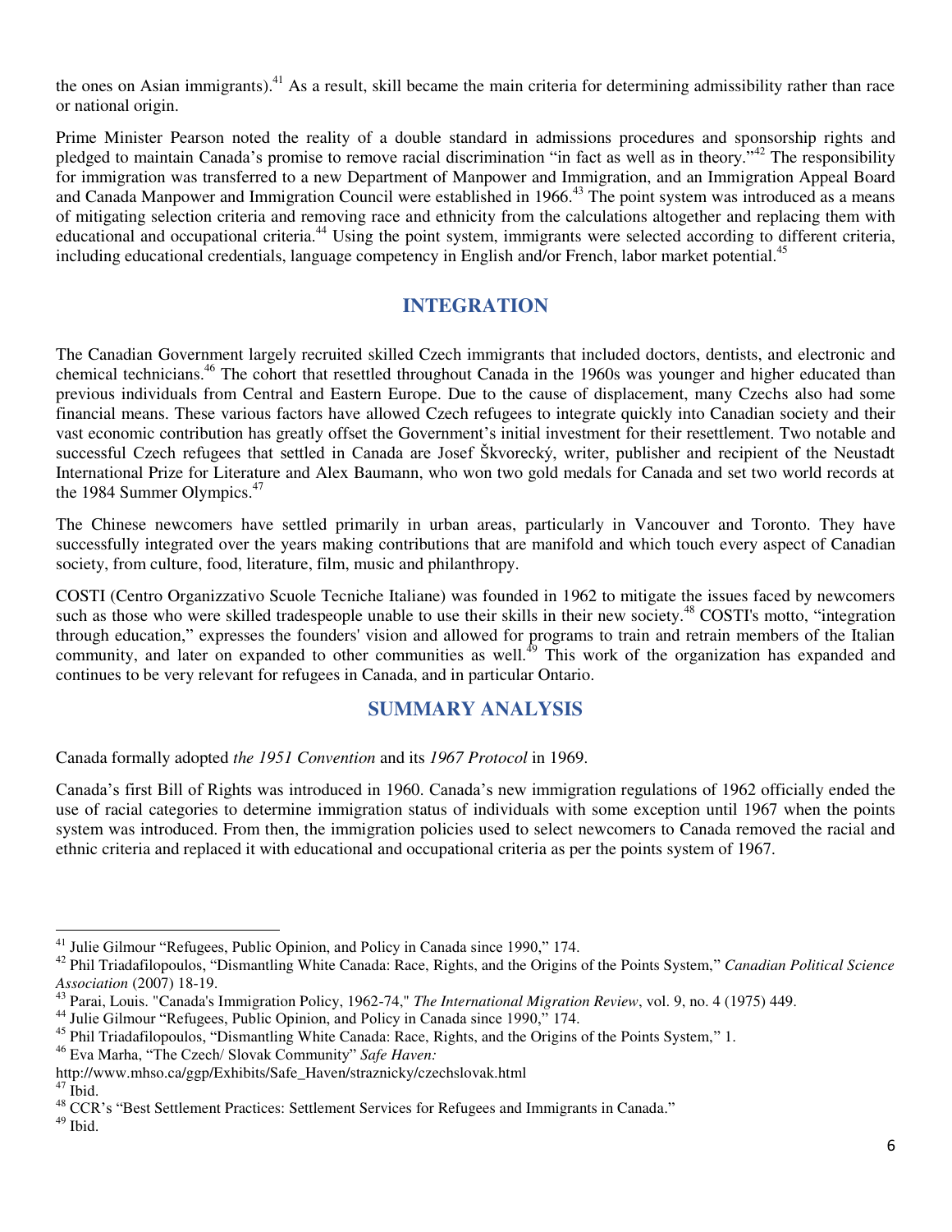the ones on Asian immigrants).[41] As a result, skill became the main criteria for determining admissibility rather than race or national origin.

Prime Minister Pearson noted the reality of a double standard in admissions procedures and sponsorship rights and pledged to maintain Canada's promise to remove racial discrimination "in fact as well as in theory."[42] The responsibility for immigration was transferred to a new Department of Manpower and Immigration, and an Immigration Appeal Board and Canada Manpower and Immigration Council were established in 1966.[43] The point system was introduced as a means of mitigating selection criteria and removing race and ethnicity from the calculations altogether and replacing them with educational and occupational criteria.[44] Using the point system, immigrants were selected according to different criteria, including educational credentials, language competency in English and/or French, labor market potential.[45]

## INTEGRATION

The Canadian Government largely recruited skilled Czech immigrants that included doctors, dentists, and electronic and chemical technicians.[46] The cohort that resettled throughout Canada in the 1960s was younger and higher educated than previous individuals from Central and Eastern Europe. Due to the cause of displacement, many Czechs also had some financial means. These various factors have allowed Czech refugees to integrate quickly into Canadian society and their vast economic contribution has greatly offset the Government's initial investment for their resettlement. Two notable and successful Czech refugees that settled in Canada are Josef Škvorecký, writer, publisher and recipient of the Neustadt International Prize for Literature and Alex Baumann, who won two gold medals for Canada and set two world records at the 1984 Summer Olympics.[47]

The Chinese newcomers have settled primarily in urban areas, particularly in Vancouver and Toronto. They have successfully integrated over the years making contributions that are manifold and which touch every aspect of Canadian society, from culture, food, literature, film, music and philanthropy.

COSTI (Centro Organizzativo Scuole Tecniche Italiane) was founded in 1962 to mitigate the issues faced by newcomers such as those who were skilled tradespeople unable to use their skills in their new society.[48] COSTI's motto, "integration through education," expresses the founders' vision and allowed for programs to train and retrain members of the Italian community, and later on expanded to other communities as well.[49] This work of the organization has expanded and continues to be very relevant for refugees in Canada, and in particular Ontario.

## SUMMARY ANALYSIS

Canada formally adopted *the 1951 Convention* and its *1967 Protocol* in 1969.

Canada's first Bill of Rights was introduced in 1960. Canada's new immigration regulations of 1962 officially ended the use of racial categories to determine immigration status of individuals with some exception until 1967 when the points system was introduced. From then, the immigration policies used to select newcomers to Canada removed the racial and ethnic criteria and replaced it with educational and occupational criteria as per the points system of 1967.

---

[41] Julie Gilmour "Refugees, Public Opinion, and Policy in Canada since 1990," 174.

[42] Phil Triadafilopoulos, "Dismantling White Canada: Race, Rights, and the Origins of the Points System," *Canadian Political Science Association* (2007) 18-19.

[43] Parai, Louis. "Canada's Immigration Policy, 1962-74," *The International Migration Review*, vol. 9, no. 4 (1975) 449.

[44] Julie Gilmour "Refugees, Public Opinion, and Policy in Canada since 1990," 174.

[45] Phil Triadafilopoulos, "Dismantling White Canada: Race, Rights, and the Origins of the Points System," 1.

[46] Eva Marha, "The Czech/ Slovak Community" *Safe Haven:* http://www.mhso.ca/ggp/Exhibits/Safe_Haven/straznicky/czechslovak.html

[47] Ibid.

[48] CCR's "Best Settlement Practices: Settlement Services for Refugees and Immigrants in Canada."

[49] Ibid.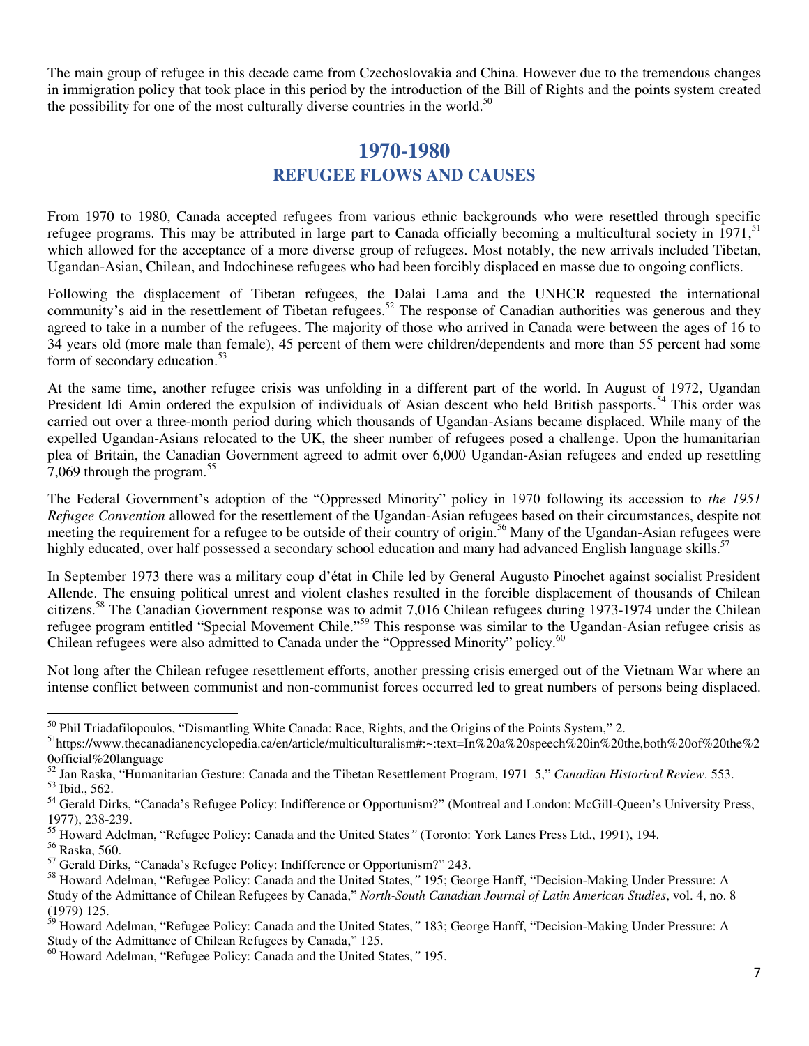The main group of refugee in this decade came from Czechoslovakia and China. However due to the tremendous changes in immigration policy that took place in this period by the introduction of the Bill of Rights and the points system created the possibility for one of the most culturally diverse countries in the world.[50]

## 1970-1980

### REFUGEE FLOWS AND CAUSES

From 1970 to 1980, Canada accepted refugees from various ethnic backgrounds who were resettled through specific refugee programs. This may be attributed in large part to Canada officially becoming a multicultural society in 1971,[51] which allowed for the acceptance of a more diverse group of refugees. Most notably, the new arrivals included Tibetan, Ugandan-Asian, Chilean, and Indochinese refugees who had been forcibly displaced en masse due to ongoing conflicts.

Following the displacement of Tibetan refugees, the Dalai Lama and the UNHCR requested the international community's aid in the resettlement of Tibetan refugees.[52] The response of Canadian authorities was generous and they agreed to take in a number of the refugees. The majority of those who arrived in Canada were between the ages of 16 to 34 years old (more male than female), 45 percent of them were children/dependents and more than 55 percent had some form of secondary education.[53]

At the same time, another refugee crisis was unfolding in a different part of the world. In August of 1972, Ugandan President Idi Amin ordered the expulsion of individuals of Asian descent who held British passports.[54] This order was carried out over a three-month period during which thousands of Ugandan-Asians became displaced. While many of the expelled Ugandan-Asians relocated to the UK, the sheer number of refugees posed a challenge. Upon the humanitarian plea of Britain, the Canadian Government agreed to admit over 6,000 Ugandan-Asian refugees and ended up resettling 7,069 through the program.[55]

The Federal Government's adoption of the "Oppressed Minority" policy in 1970 following its accession to *the 1951 Refugee Convention* allowed for the resettlement of the Ugandan-Asian refugees based on their circumstances, despite not meeting the requirement for a refugee to be outside of their country of origin.[56] Many of the Ugandan-Asian refugees were highly educated, over half possessed a secondary school education and many had advanced English language skills.[57]

In September 1973 there was a military coup d'état in Chile led by General Augusto Pinochet against socialist President Allende. The ensuing political unrest and violent clashes resulted in the forcible displacement of thousands of Chilean citizens.[58] The Canadian Government response was to admit 7,016 Chilean refugees during 1973-1974 under the Chilean refugee program entitled "Special Movement Chile."[59] This response was similar to the Ugandan-Asian refugee crisis as Chilean refugees were also admitted to Canada under the "Oppressed Minority" policy.[60]

Not long after the Chilean refugee resettlement efforts, another pressing crisis emerged out of the Vietnam War where an intense conflict between communist and non-communist forces occurred led to great numbers of persons being displaced.

---

[50] Phil Triadafilopoulos, "Dismantling White Canada: Race, Rights, and the Origins of the Points System," 2.

[51] https://www.thecanadianencyclopedia.ca/en/article/multiculturalism#:~:text=In%20a%20speech%20in%20the,both%20of%20the%20official%20language

[52] Jan Raska, "Humanitarian Gesture: Canada and the Tibetan Resettlement Program, 1971–5," *Canadian Historical Review*. 553.

[53] Ibid., 562.

[54] Gerald Dirks, "Canada's Refugee Policy: Indifference or Opportunism?" (Montreal and London: McGill-Queen's University Press, 1977), 238-239.

[55] Howard Adelman, "Refugee Policy: Canada and the United States*"* (Toronto: York Lanes Press Ltd., 1991), 194.

[56] Raska, 560.

[57] Gerald Dirks, "Canada's Refugee Policy: Indifference or Opportunism?" 243.

[58] Howard Adelman, "Refugee Policy: Canada and the United States,*"* 195; George Hanff, "Decision-Making Under Pressure: A Study of the Admittance of Chilean Refugees by Canada," *North-South Canadian Journal of Latin American Studies*, vol. 4, no. 8 (1979) 125.

[59] Howard Adelman, "Refugee Policy: Canada and the United States,*"* 183; George Hanff, "Decision-Making Under Pressure: A Study of the Admittance of Chilean Refugees by Canada," 125.

[60] Howard Adelman, "Refugee Policy: Canada and the United States,*"* 195.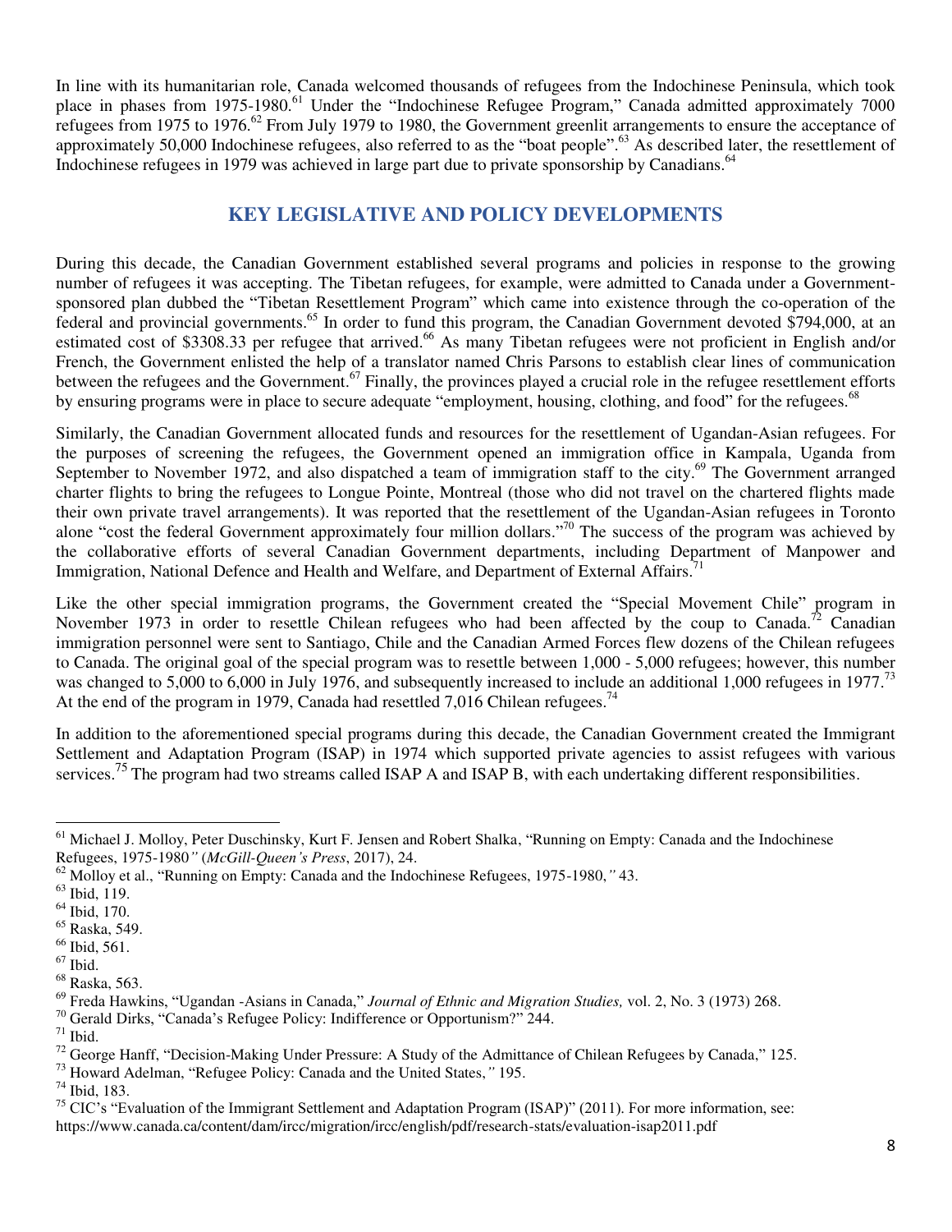In line with its humanitarian role, Canada welcomed thousands of refugees from the Indochinese Peninsula, which took place in phases from 1975-1980.[61] Under the "Indochinese Refugee Program," Canada admitted approximately 7000 refugees from 1975 to 1976.[62] From July 1979 to 1980, the Government greenlit arrangements to ensure the acceptance of approximately 50,000 Indochinese refugees, also referred to as the "boat people".[63] As described later, the resettlement of Indochinese refugees in 1979 was achieved in large part due to private sponsorship by Canadians.[64]

## KEY LEGISLATIVE AND POLICY DEVELOPMENTS

During this decade, the Canadian Government established several programs and policies in response to the growing number of refugees it was accepting. The Tibetan refugees, for example, were admitted to Canada under a Government-sponsored plan dubbed the "Tibetan Resettlement Program" which came into existence through the co-operation of the federal and provincial governments.[65] In order to fund this program, the Canadian Government devoted $794,000, at an estimated cost of $3308.33 per refugee that arrived.[66] As many Tibetan refugees were not proficient in English and/or French, the Government enlisted the help of a translator named Chris Parsons to establish clear lines of communication between the refugees and the Government.[67] Finally, the provinces played a crucial role in the refugee resettlement efforts by ensuring programs were in place to secure adequate "employment, housing, clothing, and food" for the refugees.[68]

Similarly, the Canadian Government allocated funds and resources for the resettlement of Ugandan-Asian refugees. For the purposes of screening the refugees, the Government opened an immigration office in Kampala, Uganda from September to November 1972, and also dispatched a team of immigration staff to the city.[69] The Government arranged charter flights to bring the refugees to Longue Pointe, Montreal (those who did not travel on the chartered flights made their own private travel arrangements). It was reported that the resettlement of the Ugandan-Asian refugees in Toronto alone "cost the federal Government approximately four million dollars."[70] The success of the program was achieved by the collaborative efforts of several Canadian Government departments, including Department of Manpower and Immigration, National Defence and Health and Welfare, and Department of External Affairs.[71]

Like the other special immigration programs, the Government created the "Special Movement Chile" program in November 1973 in order to resettle Chilean refugees who had been affected by the coup to Canada.[72] Canadian immigration personnel were sent to Santiago, Chile and the Canadian Armed Forces flew dozens of the Chilean refugees to Canada. The original goal of the special program was to resettle between 1,000 - 5,000 refugees; however, this number was changed to 5,000 to 6,000 in July 1976, and subsequently increased to include an additional 1,000 refugees in 1977.[73] At the end of the program in 1979, Canada had resettled 7,016 Chilean refugees.[74]

In addition to the aforementioned special programs during this decade, the Canadian Government created the Immigrant Settlement and Adaptation Program (ISAP) in 1974 which supported private agencies to assist refugees with various services.[75] The program had two streams called ISAP A and ISAP B, with each undertaking different responsibilities.

---

[61] Michael J. Molloy, Peter Duschinsky, Kurt F. Jensen and Robert Shalka, "Running on Empty: Canada and the Indochinese Refugees, 1975-1980" (*McGill-Queen's Press*, 2017), 24.
[62] Molloy et al., "Running on Empty: Canada and the Indochinese Refugees, 1975-1980," 43.
[63] Ibid, 119.
[64] Ibid, 170.
[65] Raska, 549.
[66] Ibid, 561.
[67] Ibid.
[68] Raska, 563.
[69] Freda Hawkins, "Ugandan -Asians in Canada," *Journal of Ethnic and Migration Studies,* vol. 2, No. 3 (1973) 268.
[70] Gerald Dirks, "Canada's Refugee Policy: Indifference or Opportunism?" 244.
[71] Ibid.
[72] George Hanff, "Decision-Making Under Pressure: A Study of the Admittance of Chilean Refugees by Canada," 125.
[73] Howard Adelman, "Refugee Policy: Canada and the United States," 195.
[74] Ibid, 183.
[75] CIC's "Evaluation of the Immigrant Settlement and Adaptation Program (ISAP)" (2011). For more information, see: https://www.canada.ca/content/dam/ircc/migration/ircc/english/pdf/research-stats/evaluation-isap2011.pdf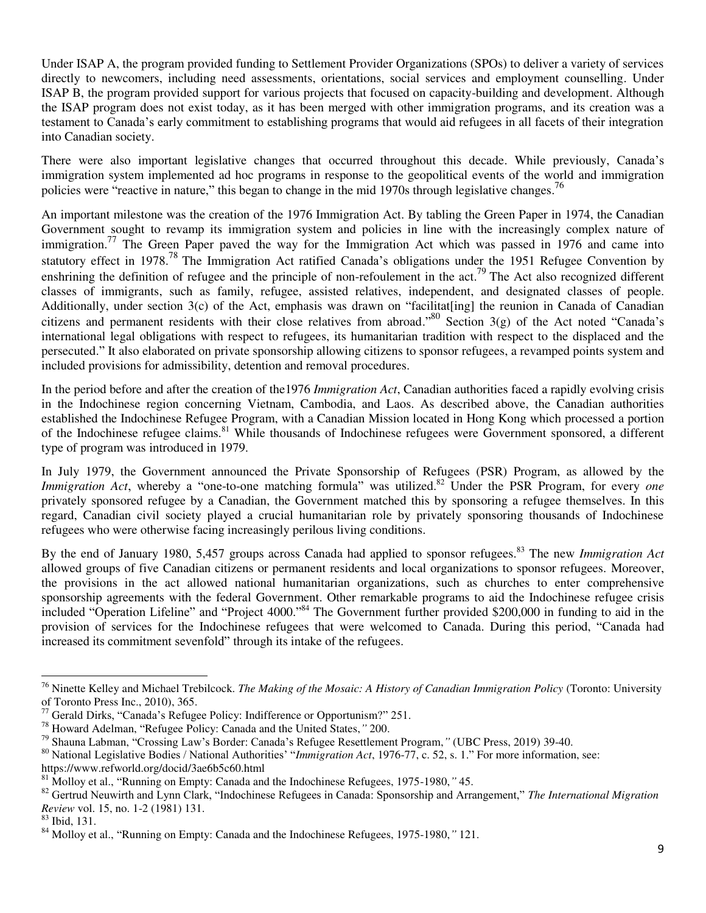Under ISAP A, the program provided funding to Settlement Provider Organizations (SPOs) to deliver a variety of services directly to newcomers, including need assessments, orientations, social services and employment counselling. Under ISAP B, the program provided support for various projects that focused on capacity-building and development. Although the ISAP program does not exist today, as it has been merged with other immigration programs, and its creation was a testament to Canada's early commitment to establishing programs that would aid refugees in all facets of their integration into Canadian society.

There were also important legislative changes that occurred throughout this decade. While previously, Canada's immigration system implemented ad hoc programs in response to the geopolitical events of the world and immigration policies were "reactive in nature," this began to change in the mid 1970s through legislative changes.[76]

An important milestone was the creation of the 1976 Immigration Act. By tabling the Green Paper in 1974, the Canadian Government sought to revamp its immigration system and policies in line with the increasingly complex nature of immigration.[77] The Green Paper paved the way for the Immigration Act which was passed in 1976 and came into statutory effect in 1978.[78] The Immigration Act ratified Canada's obligations under the 1951 Refugee Convention by enshrining the definition of refugee and the principle of non-refoulement in the act.[79] The Act also recognized different classes of immigrants, such as family, refugee, assisted relatives, independent, and designated classes of people. Additionally, under section 3(c) of the Act, emphasis was drawn on "facilitat[ing] the reunion in Canada of Canadian citizens and permanent residents with their close relatives from abroad."[80] Section 3(g) of the Act noted "Canada's international legal obligations with respect to refugees, its humanitarian tradition with respect to the displaced and the persecuted." It also elaborated on private sponsorship allowing citizens to sponsor refugees, a revamped points system and included provisions for admissibility, detention and removal procedures.

In the period before and after the creation of the1976 *Immigration Act*, Canadian authorities faced a rapidly evolving crisis in the Indochinese region concerning Vietnam, Cambodia, and Laos. As described above, the Canadian authorities established the Indochinese Refugee Program, with a Canadian Mission located in Hong Kong which processed a portion of the Indochinese refugee claims.[81] While thousands of Indochinese refugees were Government sponsored, a different type of program was introduced in 1979.

In July 1979, the Government announced the Private Sponsorship of Refugees (PSR) Program, as allowed by the *Immigration Act*, whereby a "one-to-one matching formula" was utilized.[82] Under the PSR Program, for every *one* privately sponsored refugee by a Canadian, the Government matched this by sponsoring a refugee themselves. In this regard, Canadian civil society played a crucial humanitarian role by privately sponsoring thousands of Indochinese refugees who were otherwise facing increasingly perilous living conditions.

By the end of January 1980, 5,457 groups across Canada had applied to sponsor refugees.[83] The new *Immigration Act* allowed groups of five Canadian citizens or permanent residents and local organizations to sponsor refugees. Moreover, the provisions in the act allowed national humanitarian organizations, such as churches to enter comprehensive sponsorship agreements with the federal Government. Other remarkable programs to aid the Indochinese refugee crisis included "Operation Lifeline" and "Project 4000."[84] The Government further provided $200,000 in funding to aid in the provision of services for the Indochinese refugees that were welcomed to Canada. During this period, "Canada had increased its commitment sevenfold" through its intake of the refugees.

---

[76] Ninette Kelley and Michael Trebilcock. *The Making of the Mosaic: A History of Canadian Immigration Policy* (Toronto: University of Toronto Press Inc., 2010), 365.

[77] Gerald Dirks, "Canada's Refugee Policy: Indifference or Opportunism?" 251.

[78] Howard Adelman, "Refugee Policy: Canada and the United States,*"* 200.

[79] Shauna Labman, "Crossing Law's Border: Canada's Refugee Resettlement Program,*"* (UBC Press, 2019) 39-40.

[80] National Legislative Bodies / National Authorities' "*Immigration Act*, 1976-77, c. 52, s. 1." For more information, see: https://www.refworld.org/docid/3ae6b5c60.html

[81] Molloy et al., "Running on Empty: Canada and the Indochinese Refugees, 1975-1980,*"* 45.

[82] Gertrud Neuwirth and Lynn Clark, "Indochinese Refugees in Canada: Sponsorship and Arrangement," *The International Migration Review* vol. 15, no. 1-2 (1981) 131.

[83] Ibid, 131.

[84] Molloy et al., "Running on Empty: Canada and the Indochinese Refugees, 1975-1980,*"* 121.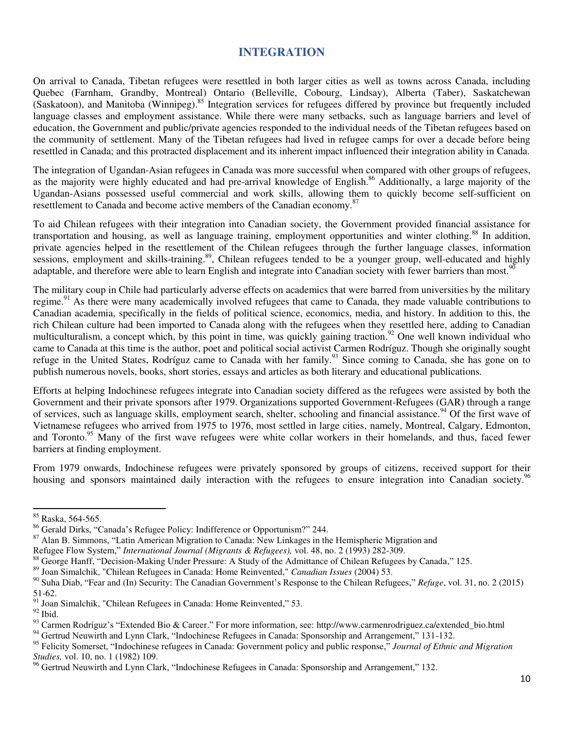## INTEGRATION

On arrival to Canada, Tibetan refugees were resettled in both larger cities as well as towns across Canada, including Quebec (Farnham, Grandby, Montreal) Ontario (Belleville, Cobourg, Lindsay), Alberta (Taber), Saskatchewan (Saskatoon), and Manitoba (Winnipeg).[85] Integration services for refugees differed by province but frequently included language classes and employment assistance. While there were many setbacks, such as language barriers and level of education, the Government and public/private agencies responded to the individual needs of the Tibetan refugees based on the community of settlement. Many of the Tibetan refugees had lived in refugee camps for over a decade before being resettled in Canada; and this protracted displacement and its inherent impact influenced their integration ability in Canada.

The integration of Ugandan-Asian refugees in Canada was more successful when compared with other groups of refugees, as the majority were highly educated and had pre-arrival knowledge of English.[86] Additionally, a large majority of the Ugandan-Asians possessed useful commercial and work skills, allowing them to quickly become self-sufficient on resettlement to Canada and become active members of the Canadian economy.[87]

To aid Chilean refugees with their integration into Canadian society, the Government provided financial assistance for transportation and housing, as well as language training, employment opportunities and winter clothing.[88] In addition, private agencies helped in the resettlement of the Chilean refugees through the further language classes, information sessions, employment and skills-training.[89], Chilean refugees tended to be a younger group, well-educated and highly adaptable, and therefore were able to learn English and integrate into Canadian society with fewer barriers than most.[90]

The military coup in Chile had particularly adverse effects on academics that were barred from universities by the military regime.[91] As there were many academically involved refugees that came to Canada, they made valuable contributions to Canadian academia, specifically in the fields of political science, economics, media, and history. In addition to this, the rich Chilean culture had been imported to Canada along with the refugees when they resettled here, adding to Canadian multiculturalism, a concept which, by this point in time, was quickly gaining traction.[92] One well known individual who came to Canada at this time is the author, poet and political social activist Carmen Rodríguz. Though she originally sought refuge in the United States, Rodríguz came to Canada with her family.[93] Since coming to Canada, she has gone on to publish numerous novels, books, short stories, essays and articles as both literary and educational publications.

Efforts at helping Indochinese refugees integrate into Canadian society differed as the refugees were assisted by both the Government and their private sponsors after 1979. Organizations supported Government-Refugees (GAR) through a range of services, such as language skills, employment search, shelter, schooling and financial assistance.[94] Of the first wave of Vietnamese refugees who arrived from 1975 to 1976, most settled in large cities, namely, Montreal, Calgary, Edmonton, and Toronto.[95] Many of the first wave refugees were white collar workers in their homelands, and thus, faced fewer barriers at finding employment.

From 1979 onwards, Indochinese refugees were privately sponsored by groups of citizens, received support for their housing and sponsors maintained daily interaction with the refugees to ensure integration into Canadian society.[96]

---

[85] Raska, 564-565.

[86] Gerald Dirks, "Canada's Refugee Policy: Indifference or Opportunism?" 244.

[87] Alan B. Simmons, "Latin American Migration to Canada: New Linkages in the Hemispheric Migration and Refugee Flow System," *International Journal (Migrants & Refugees),* vol. 48, no. 2 (1993) 282-309.

[88] George Hanff, "Decision-Making Under Pressure: A Study of the Admittance of Chilean Refugees by Canada," 125.

[89] Joan Simalchik, "Chilean Refugees in Canada: Home Reinvented," *Canadian Issues* (2004) 53.

[90] Suha Diab, "Fear and (In) Security: The Canadian Government's Response to the Chilean Refugees," *Refuge*, vol. 31, no. 2 (2015) 51-62.

[91] Joan Simalchik, "Chilean Refugees in Canada: Home Reinvented," 53.

[92] Ibid.

[93] Carmen Rodríguz's "Extended Bio & Career." For more information, see: http://www.carmenrodriguez.ca/extended_bio.html

[94] Gertrud Neuwirth and Lynn Clark, "Indochinese Refugees in Canada: Sponsorship and Arrangement," 131-132.

[95] Felicity Somerset, "Indochinese refugees in Canada: Government policy and public response," *Journal of Ethnic and Migration Studies,* vol. 10, no. 1 (1982) 109.

[96] Gertrud Neuwirth and Lynn Clark, "Indochinese Refugees in Canada: Sponsorship and Arrangement," 132.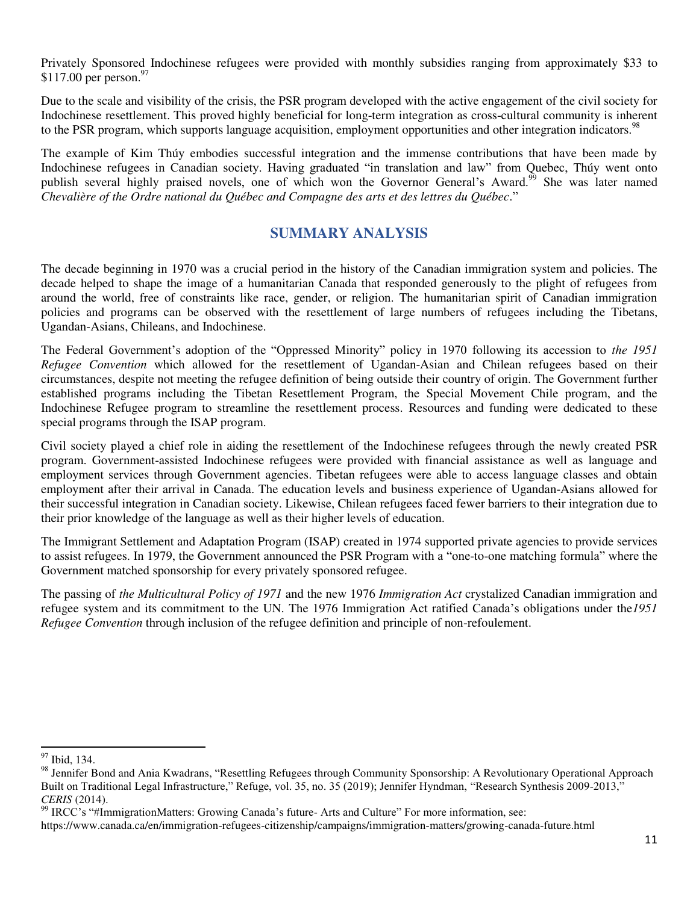Privately Sponsored Indochinese refugees were provided with monthly subsidies ranging from approximately $33 to $117.00 per person.[97]

Due to the scale and visibility of the crisis, the PSR program developed with the active engagement of the civil society for Indochinese resettlement. This proved highly beneficial for long-term integration as cross-cultural community is inherent to the PSR program, which supports language acquisition, employment opportunities and other integration indicators.[98]

The example of Kim Thúy embodies successful integration and the immense contributions that have been made by Indochinese refugees in Canadian society. Having graduated "in translation and law" from Quebec, Thúy went onto publish several highly praised novels, one of which won the Governor General's Award.[99] She was later named *Chevalière of the Ordre national du Québec and Compagne des arts et des lettres du Québec*."

## SUMMARY ANALYSIS

The decade beginning in 1970 was a crucial period in the history of the Canadian immigration system and policies. The decade helped to shape the image of a humanitarian Canada that responded generously to the plight of refugees from around the world, free of constraints like race, gender, or religion. The humanitarian spirit of Canadian immigration policies and programs can be observed with the resettlement of large numbers of refugees including the Tibetans, Ugandan-Asians, Chileans, and Indochinese.

The Federal Government's adoption of the "Oppressed Minority" policy in 1970 following its accession to *the 1951 Refugee Convention* which allowed for the resettlement of Ugandan-Asian and Chilean refugees based on their circumstances, despite not meeting the refugee definition of being outside their country of origin. The Government further established programs including the Tibetan Resettlement Program, the Special Movement Chile program, and the Indochinese Refugee program to streamline the resettlement process. Resources and funding were dedicated to these special programs through the ISAP program.

Civil society played a chief role in aiding the resettlement of the Indochinese refugees through the newly created PSR program. Government-assisted Indochinese refugees were provided with financial assistance as well as language and employment services through Government agencies. Tibetan refugees were able to access language classes and obtain employment after their arrival in Canada. The education levels and business experience of Ugandan-Asians allowed for their successful integration in Canadian society. Likewise, Chilean refugees faced fewer barriers to their integration due to their prior knowledge of the language as well as their higher levels of education.

The Immigrant Settlement and Adaptation Program (ISAP) created in 1974 supported private agencies to provide services to assist refugees. In 1979, the Government announced the PSR Program with a "one-to-one matching formula" where the Government matched sponsorship for every privately sponsored refugee.

The passing of *the Multicultural Policy of 1971* and the new 1976 *Immigration Act* crystalized Canadian immigration and refugee system and its commitment to the UN. The 1976 Immigration Act ratified Canada's obligations under the*1951 Refugee Convention* through inclusion of the refugee definition and principle of non-refoulement.

---

[97] Ibid, 134.

[98] Jennifer Bond and Ania Kwadrans, "Resettling Refugees through Community Sponsorship: A Revolutionary Operational Approach Built on Traditional Legal Infrastructure," Refuge, vol. 35, no. 35 (2019); Jennifer Hyndman, "Research Synthesis 2009-2013," *CERIS* (2014).

[99] IRCC's "#ImmigrationMatters: Growing Canada's future- Arts and Culture" For more information, see: https://www.canada.ca/en/immigration-refugees-citizenship/campaigns/immigration-matters/growing-canada-future.html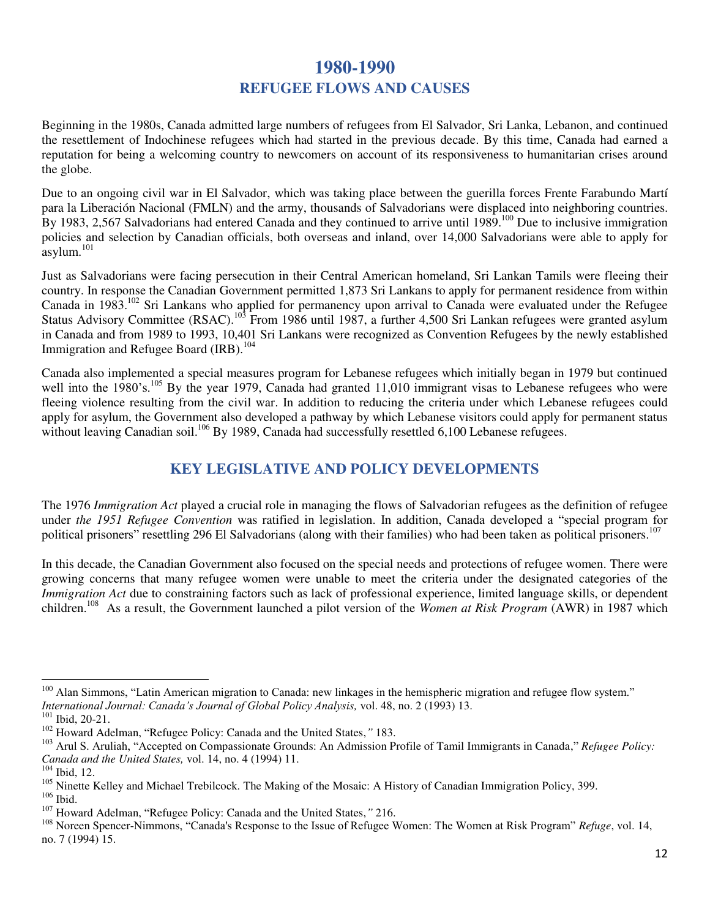# 1980-1990

## REFUGEE FLOWS AND CAUSES

Beginning in the 1980s, Canada admitted large numbers of refugees from El Salvador, Sri Lanka, Lebanon, and continued the resettlement of Indochinese refugees which had started in the previous decade. By this time, Canada had earned a reputation for being a welcoming country to newcomers on account of its responsiveness to humanitarian crises around the globe.

Due to an ongoing civil war in El Salvador, which was taking place between the guerilla forces Frente Farabundo Martí para la Liberación Nacional (FMLN) and the army, thousands of Salvadorians were displaced into neighboring countries. By 1983, 2,567 Salvadorians had entered Canada and they continued to arrive until 1989.[100] Due to inclusive immigration policies and selection by Canadian officials, both overseas and inland, over 14,000 Salvadorians were able to apply for asylum.[101]

Just as Salvadorians were facing persecution in their Central American homeland, Sri Lankan Tamils were fleeing their country. In response the Canadian Government permitted 1,873 Sri Lankans to apply for permanent residence from within Canada in 1983.[102] Sri Lankans who applied for permanency upon arrival to Canada were evaluated under the Refugee Status Advisory Committee (RSAC).[103] From 1986 until 1987, a further 4,500 Sri Lankan refugees were granted asylum in Canada and from 1989 to 1993, 10,401 Sri Lankans were recognized as Convention Refugees by the newly established Immigration and Refugee Board (IRB).[104]

Canada also implemented a special measures program for Lebanese refugees which initially began in 1979 but continued well into the 1980's.[105] By the year 1979, Canada had granted 11,010 immigrant visas to Lebanese refugees who were fleeing violence resulting from the civil war. In addition to reducing the criteria under which Lebanese refugees could apply for asylum, the Government also developed a pathway by which Lebanese visitors could apply for permanent status without leaving Canadian soil.[106] By 1989, Canada had successfully resettled 6,100 Lebanese refugees.

## KEY LEGISLATIVE AND POLICY DEVELOPMENTS

The 1976 *Immigration Act* played a crucial role in managing the flows of Salvadorian refugees as the definition of refugee under *the 1951 Refugee Convention* was ratified in legislation. In addition, Canada developed a "special program for political prisoners" resettling 296 El Salvadorians (along with their families) who had been taken as political prisoners.[107]

In this decade, the Canadian Government also focused on the special needs and protections of refugee women. There were growing concerns that many refugee women were unable to meet the criteria under the designated categories of the *Immigration Act* due to constraining factors such as lack of professional experience, limited language skills, or dependent children.[108] As a result, the Government launched a pilot version of the *Women at Risk Program* (AWR) in 1987 which

---

[100] Alan Simmons, "Latin American migration to Canada: new linkages in the hemispheric migration and refugee flow system." *International Journal: Canada's Journal of Global Policy Analysis,* vol. 48, no. 2 (1993) 13.

[101] Ibid, 20-21.

[102] Howard Adelman, "Refugee Policy: Canada and the United States,*"* 183.

[103] Arul S. Aruliah, "Accepted on Compassionate Grounds: An Admission Profile of Tamil Immigrants in Canada," *Refugee Policy: Canada and the United States,* vol. 14, no. 4 (1994) 11.

[104] Ibid, 12.

[105] Ninette Kelley and Michael Trebilcock. The Making of the Mosaic: A History of Canadian Immigration Policy, 399.

[106] Ibid.

[107] Howard Adelman, "Refugee Policy: Canada and the United States,*"* 216.

[108] Noreen Spencer-Nimmons, "Canada's Response to the Issue of Refugee Women: The Women at Risk Program" *Refuge*, vol. 14, no. 7 (1994) 15.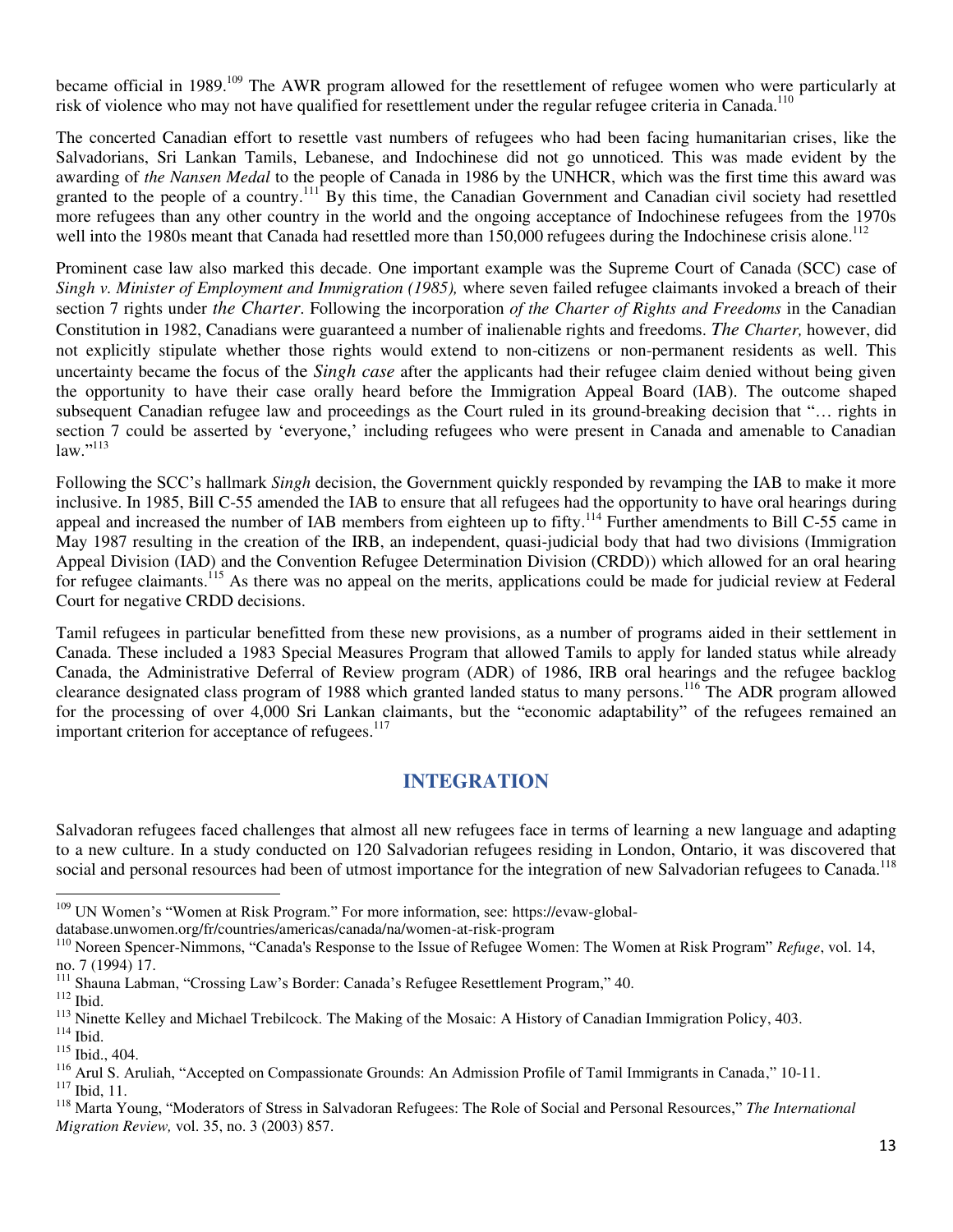became official in 1989.[109] The AWR program allowed for the resettlement of refugee women who were particularly at risk of violence who may not have qualified for resettlement under the regular refugee criteria in Canada.[110]

The concerted Canadian effort to resettle vast numbers of refugees who had been facing humanitarian crises, like the Salvadorians, Sri Lankan Tamils, Lebanese, and Indochinese did not go unnoticed. This was made evident by the awarding of *the Nansen Medal* to the people of Canada in 1986 by the UNHCR, which was the first time this award was granted to the people of a country.[111] By this time, the Canadian Government and Canadian civil society had resettled more refugees than any other country in the world and the ongoing acceptance of Indochinese refugees from the 1970s well into the 1980s meant that Canada had resettled more than 150,000 refugees during the Indochinese crisis alone.[112]

Prominent case law also marked this decade. One important example was the Supreme Court of Canada (SCC) case of *Singh v. Minister of Employment and Immigration (1985),* where seven failed refugee claimants invoked a breach of their section 7 rights under *the Charter*. Following the incorporation *of the Charter of Rights and Freedoms* in the Canadian Constitution in 1982, Canadians were guaranteed a number of inalienable rights and freedoms. *The Charter,* however, did not explicitly stipulate whether those rights would extend to non-citizens or non-permanent residents as well. This uncertainty became the focus of the *Singh case* after the applicants had their refugee claim denied without being given the opportunity to have their case orally heard before the Immigration Appeal Board (IAB). The outcome shaped subsequent Canadian refugee law and proceedings as the Court ruled in its ground-breaking decision that "… rights in section 7 could be asserted by 'everyone,' including refugees who were present in Canada and amenable to Canadian law."[113]

Following the SCC's hallmark *Singh* decision, the Government quickly responded by revamping the IAB to make it more inclusive. In 1985, Bill C-55 amended the IAB to ensure that all refugees had the opportunity to have oral hearings during appeal and increased the number of IAB members from eighteen up to fifty.[114] Further amendments to Bill C-55 came in May 1987 resulting in the creation of the IRB, an independent, quasi-judicial body that had two divisions (Immigration Appeal Division (IAD) and the Convention Refugee Determination Division (CRDD)) which allowed for an oral hearing for refugee claimants.[115] As there was no appeal on the merits, applications could be made for judicial review at Federal Court for negative CRDD decisions.

Tamil refugees in particular benefitted from these new provisions, as a number of programs aided in their settlement in Canada. These included a 1983 Special Measures Program that allowed Tamils to apply for landed status while already Canada, the Administrative Deferral of Review program (ADR) of 1986, IRB oral hearings and the refugee backlog clearance designated class program of 1988 which granted landed status to many persons.[116] The ADR program allowed for the processing of over 4,000 Sri Lankan claimants, but the "economic adaptability" of the refugees remained an important criterion for acceptance of refugees.[117]

## INTEGRATION

Salvadoran refugees faced challenges that almost all new refugees face in terms of learning a new language and adapting to a new culture. In a study conducted on 120 Salvadorian refugees residing in London, Ontario, it was discovered that social and personal resources had been of utmost importance for the integration of new Salvadorian refugees to Canada.[118]

---

[109] UN Women's "Women at Risk Program." For more information, see: https://evaw-global-database.unwomen.org/fr/countries/americas/canada/na/women-at-risk-program

[110] Noreen Spencer-Nimmons, "Canada's Response to the Issue of Refugee Women: The Women at Risk Program" *Refuge*, vol. 14, no. 7 (1994) 17.

[111] Shauna Labman, "Crossing Law's Border: Canada's Refugee Resettlement Program," 40.

[112] Ibid.

[113] Ninette Kelley and Michael Trebilcock. The Making of the Mosaic: A History of Canadian Immigration Policy, 403.

[114] Ibid.

[115] Ibid., 404.

[116] Arul S. Aruliah, "Accepted on Compassionate Grounds: An Admission Profile of Tamil Immigrants in Canada," 10-11.

[117] Ibid, 11.

[118] Marta Young, "Moderators of Stress in Salvadoran Refugees: The Role of Social and Personal Resources," *The International Migration Review,* vol. 35, no. 3 (2003) 857.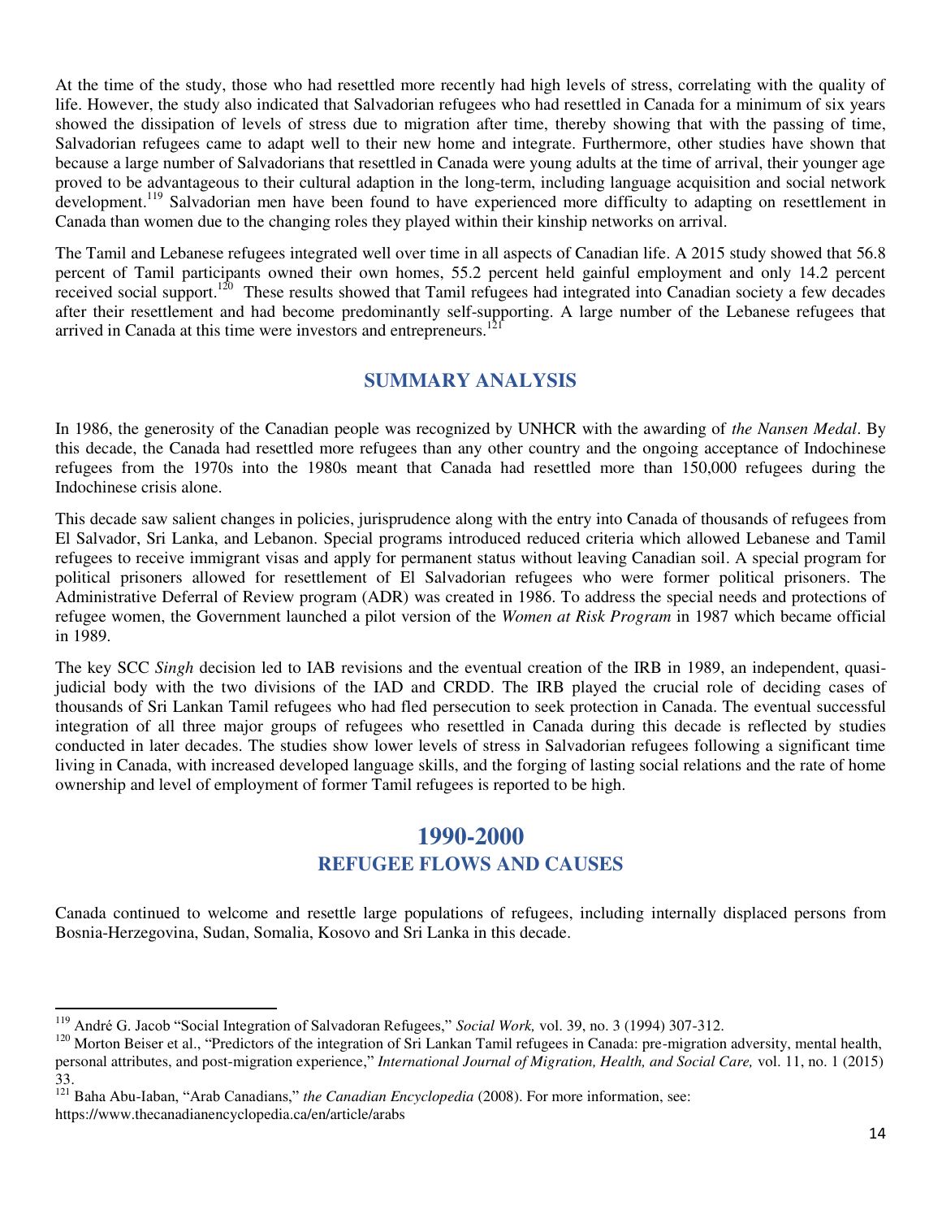At the time of the study, those who had resettled more recently had high levels of stress, correlating with the quality of life. However, the study also indicated that Salvadorian refugees who had resettled in Canada for a minimum of six years showed the dissipation of levels of stress due to migration after time, thereby showing that with the passing of time, Salvadorian refugees came to adapt well to their new home and integrate. Furthermore, other studies have shown that because a large number of Salvadorians that resettled in Canada were young adults at the time of arrival, their younger age proved to be advantageous to their cultural adaption in the long-term, including language acquisition and social network development.[119] Salvadorian men have been found to have experienced more difficulty to adapting on resettlement in Canada than women due to the changing roles they played within their kinship networks on arrival.

The Tamil and Lebanese refugees integrated well over time in all aspects of Canadian life. A 2015 study showed that 56.8 percent of Tamil participants owned their own homes, 55.2 percent held gainful employment and only 14.2 percent received social support.[120] These results showed that Tamil refugees had integrated into Canadian society a few decades after their resettlement and had become predominantly self-supporting. A large number of the Lebanese refugees that arrived in Canada at this time were investors and entrepreneurs.[121]

## SUMMARY ANALYSIS

In 1986, the generosity of the Canadian people was recognized by UNHCR with the awarding of *the Nansen Medal*. By this decade, the Canada had resettled more refugees than any other country and the ongoing acceptance of Indochinese refugees from the 1970s into the 1980s meant that Canada had resettled more than 150,000 refugees during the Indochinese crisis alone.

This decade saw salient changes in policies, jurisprudence along with the entry into Canada of thousands of refugees from El Salvador, Sri Lanka, and Lebanon. Special programs introduced reduced criteria which allowed Lebanese and Tamil refugees to receive immigrant visas and apply for permanent status without leaving Canadian soil. A special program for political prisoners allowed for resettlement of El Salvadorian refugees who were former political prisoners. The Administrative Deferral of Review program (ADR) was created in 1986. To address the special needs and protections of refugee women, the Government launched a pilot version of the *Women at Risk Program* in 1987 which became official in 1989.

The key SCC *Singh* decision led to IAB revisions and the eventual creation of the IRB in 1989, an independent, quasi-judicial body with the two divisions of the IAD and CRDD. The IRB played the crucial role of deciding cases of thousands of Sri Lankan Tamil refugees who had fled persecution to seek protection in Canada. The eventual successful integration of all three major groups of refugees who resettled in Canada during this decade is reflected by studies conducted in later decades. The studies show lower levels of stress in Salvadorian refugees following a significant time living in Canada, with increased developed language skills, and the forging of lasting social relations and the rate of home ownership and level of employment of former Tamil refugees is reported to be high.

# 1990-2000

## REFUGEE FLOWS AND CAUSES

Canada continued to welcome and resettle large populations of refugees, including internally displaced persons from Bosnia-Herzegovina, Sudan, Somalia, Kosovo and Sri Lanka in this decade.

---

[119] André G. Jacob "Social Integration of Salvadoran Refugees," *Social Work,* vol. 39, no. 3 (1994) 307-312.

[120] Morton Beiser et al., "Predictors of the integration of Sri Lankan Tamil refugees in Canada: pre-migration adversity, mental health, personal attributes, and post-migration experience," *International Journal of Migration, Health, and Social Care,* vol. 11, no. 1 (2015) 33.

[121] Baha Abu-Iaban, "Arab Canadians," *the Canadian Encyclopedia* (2008). For more information, see: https://www.thecanadianencyclopedia.ca/en/article/arabs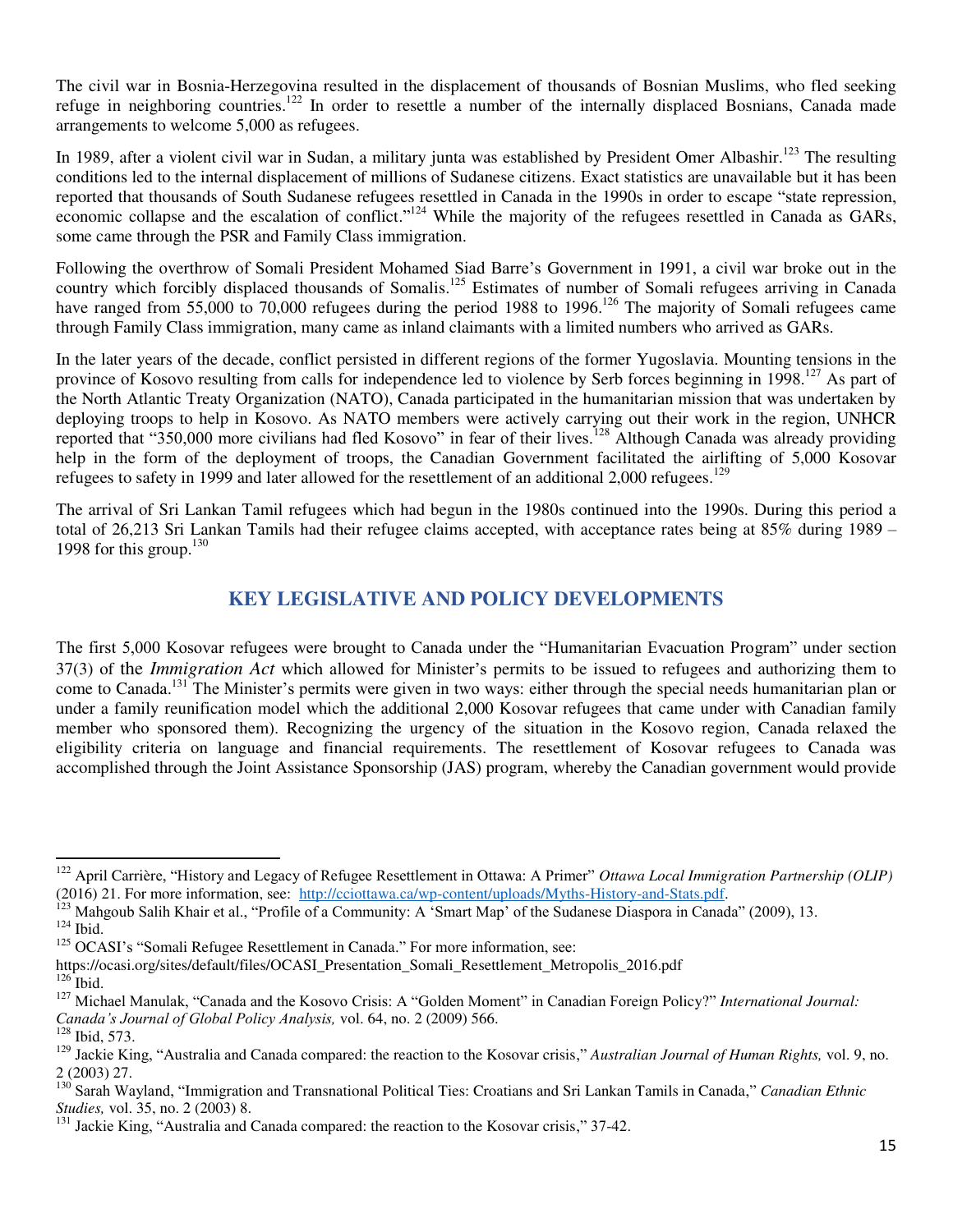The civil war in Bosnia-Herzegovina resulted in the displacement of thousands of Bosnian Muslims, who fled seeking refuge in neighboring countries.[122] In order to resettle a number of the internally displaced Bosnians, Canada made arrangements to welcome 5,000 as refugees.

In 1989, after a violent civil war in Sudan, a military junta was established by President Omer Albashir.[123] The resulting conditions led to the internal displacement of millions of Sudanese citizens. Exact statistics are unavailable but it has been reported that thousands of South Sudanese refugees resettled in Canada in the 1990s in order to escape "state repression, economic collapse and the escalation of conflict."[124] While the majority of the refugees resettled in Canada as GARs, some came through the PSR and Family Class immigration.

Following the overthrow of Somali President Mohamed Siad Barre's Government in 1991, a civil war broke out in the country which forcibly displaced thousands of Somalis.[125] Estimates of number of Somali refugees arriving in Canada have ranged from 55,000 to 70,000 refugees during the period 1988 to 1996.[126] The majority of Somali refugees came through Family Class immigration, many came as inland claimants with a limited numbers who arrived as GARs.

In the later years of the decade, conflict persisted in different regions of the former Yugoslavia. Mounting tensions in the province of Kosovo resulting from calls for independence led to violence by Serb forces beginning in 1998.[127] As part of the North Atlantic Treaty Organization (NATO), Canada participated in the humanitarian mission that was undertaken by deploying troops to help in Kosovo. As NATO members were actively carrying out their work in the region, UNHCR reported that "350,000 more civilians had fled Kosovo" in fear of their lives.[128] Although Canada was already providing help in the form of the deployment of troops, the Canadian Government facilitated the airlifting of 5,000 Kosovar refugees to safety in 1999 and later allowed for the resettlement of an additional 2,000 refugees.[129]

The arrival of Sri Lankan Tamil refugees which had begun in the 1980s continued into the 1990s. During this period a total of 26,213 Sri Lankan Tamils had their refugee claims accepted, with acceptance rates being at 85% during 1989 – 1998 for this group.[130]

## KEY LEGISLATIVE AND POLICY DEVELOPMENTS

The first 5,000 Kosovar refugees were brought to Canada under the "Humanitarian Evacuation Program" under section 37(3) of the *Immigration Act* which allowed for Minister's permits to be issued to refugees and authorizing them to come to Canada.[131] The Minister's permits were given in two ways: either through the special needs humanitarian plan or under a family reunification model which the additional 2,000 Kosovar refugees that came under with Canadian family member who sponsored them). Recognizing the urgency of the situation in the Kosovo region, Canada relaxed the eligibility criteria on language and financial requirements. The resettlement of Kosovar refugees to Canada was accomplished through the Joint Assistance Sponsorship (JAS) program, whereby the Canadian government would provide

---

[122] April Carrière, "History and Legacy of Refugee Resettlement in Ottawa: A Primer" *Ottawa Local Immigration Partnership (OLIP)* (2016) 21. For more information, see: http://cciottawa.ca/wp-content/uploads/Myths-History-and-Stats.pdf.

[123] Mahgoub Salih Khair et al., "Profile of a Community: A 'Smart Map' of the Sudanese Diaspora in Canada" (2009), 13.

[124] Ibid.

[125] OCASI's "Somali Refugee Resettlement in Canada." For more information, see: https://ocasi.org/sites/default/files/OCASI_Presentation_Somali_Resettlement_Metropolis_2016.pdf

[126] Ibid.

[127] Michael Manulak, "Canada and the Kosovo Crisis: A "Golden Moment" in Canadian Foreign Policy?" *International Journal: Canada's Journal of Global Policy Analysis,* vol. 64, no. 2 (2009) 566.

[128] Ibid, 573.

[129] Jackie King, "Australia and Canada compared: the reaction to the Kosovar crisis," *Australian Journal of Human Rights,* vol. 9, no. 2 (2003) 27.

[130] Sarah Wayland, "Immigration and Transnational Political Ties: Croatians and Sri Lankan Tamils in Canada," *Canadian Ethnic Studies,* vol. 35, no. 2 (2003) 8.

[131] Jackie King, "Australia and Canada compared: the reaction to the Kosovar crisis," 37-42.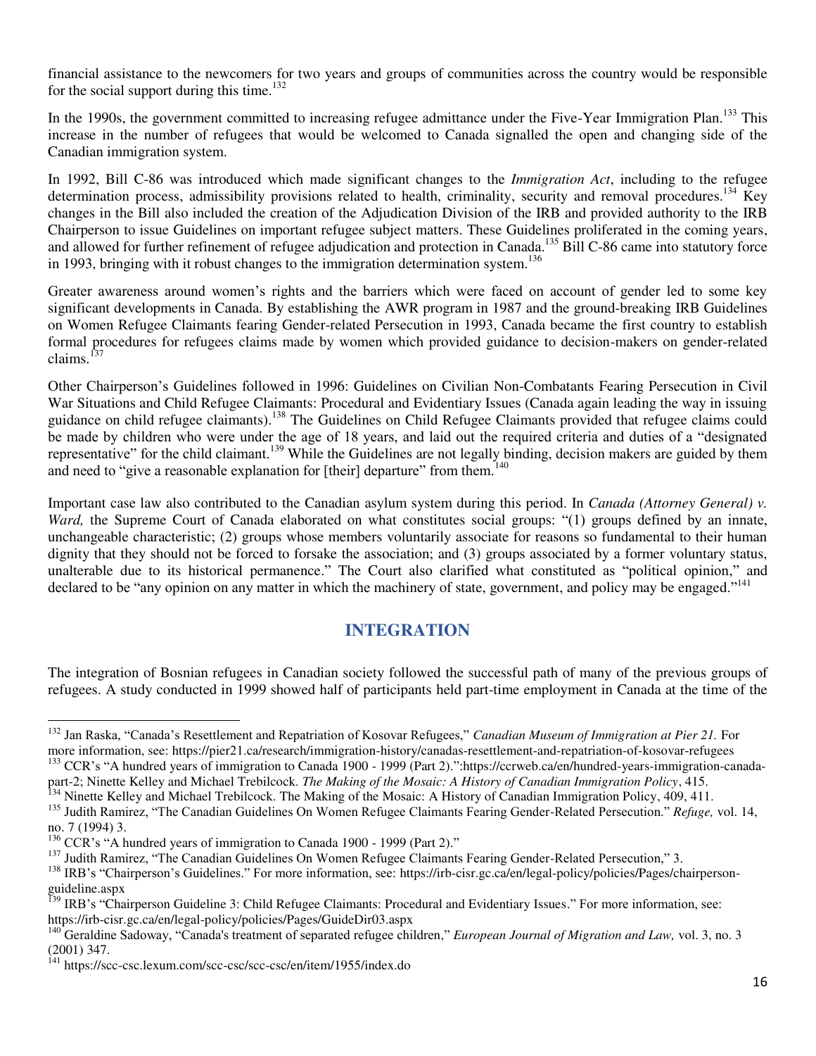financial assistance to the newcomers for two years and groups of communities across the country would be responsible for the social support during this time.[132]

In the 1990s, the government committed to increasing refugee admittance under the Five-Year Immigration Plan.[133] This increase in the number of refugees that would be welcomed to Canada signalled the open and changing side of the Canadian immigration system.

In 1992, Bill C-86 was introduced which made significant changes to the *Immigration Act*, including to the refugee determination process, admissibility provisions related to health, criminality, security and removal procedures.[134] Key changes in the Bill also included the creation of the Adjudication Division of the IRB and provided authority to the IRB Chairperson to issue Guidelines on important refugee subject matters. These Guidelines proliferated in the coming years, and allowed for further refinement of refugee adjudication and protection in Canada.[135] Bill C-86 came into statutory force in 1993, bringing with it robust changes to the immigration determination system.[136]

Greater awareness around women's rights and the barriers which were faced on account of gender led to some key significant developments in Canada. By establishing the AWR program in 1987 and the ground-breaking IRB Guidelines on Women Refugee Claimants fearing Gender-related Persecution in 1993, Canada became the first country to establish formal procedures for refugees claims made by women which provided guidance to decision-makers on gender-related claims.[137]

Other Chairperson's Guidelines followed in 1996: Guidelines on Civilian Non-Combatants Fearing Persecution in Civil War Situations and Child Refugee Claimants: Procedural and Evidentiary Issues (Canada again leading the way in issuing guidance on child refugee claimants).[138] The Guidelines on Child Refugee Claimants provided that refugee claims could be made by children who were under the age of 18 years, and laid out the required criteria and duties of a "designated representative" for the child claimant.[139] While the Guidelines are not legally binding, decision makers are guided by them and need to "give a reasonable explanation for [their] departure" from them.[140]

Important case law also contributed to the Canadian asylum system during this period. In *Canada (Attorney General) v. Ward,* the Supreme Court of Canada elaborated on what constitutes social groups: "(1) groups defined by an innate, unchangeable characteristic; (2) groups whose members voluntarily associate for reasons so fundamental to their human dignity that they should not be forced to forsake the association; and (3) groups associated by a former voluntary status, unalterable due to its historical permanence." The Court also clarified what constituted as "political opinion," and declared to be "any opinion on any matter in which the machinery of state, government, and policy may be engaged."[141]

## INTEGRATION

The integration of Bosnian refugees in Canadian society followed the successful path of many of the previous groups of refugees. A study conducted in 1999 showed half of participants held part-time employment in Canada at the time of the

---

[132] Jan Raska, "Canada's Resettlement and Repatriation of Kosovar Refugees," *Canadian Museum of Immigration at Pier 21.* For more information, see: https://pier21.ca/research/immigration-history/canadas-resettlement-and-repatriation-of-kosovar-refugees

[133] CCR's "A hundred years of immigration to Canada 1900 - 1999 (Part 2).":https://ccrweb.ca/en/hundred-years-immigration-canada-part-2; Ninette Kelley and Michael Trebilcock. *The Making of the Mosaic: A History of Canadian Immigration Policy*, 415.

[134] Ninette Kelley and Michael Trebilcock. The Making of the Mosaic: A History of Canadian Immigration Policy, 409, 411.

[135] Judith Ramirez, "The Canadian Guidelines On Women Refugee Claimants Fearing Gender-Related Persecution." *Refuge,* vol. 14, no. 7 (1994) 3.

[136] CCR's "A hundred years of immigration to Canada 1900 - 1999 (Part 2)."

[137] Judith Ramirez, "The Canadian Guidelines On Women Refugee Claimants Fearing Gender-Related Persecution," 3.

[138] IRB's "Chairperson's Guidelines." For more information, see: https://irb-cisr.gc.ca/en/legal-policy/policies/Pages/chairperson-guideline.aspx

[139] IRB's "Chairperson Guideline 3: Child Refugee Claimants: Procedural and Evidentiary Issues." For more information, see: https://irb-cisr.gc.ca/en/legal-policy/policies/Pages/GuideDir03.aspx

[140] Geraldine Sadoway, "Canada's treatment of separated refugee children," *European Journal of Migration and Law,* vol. 3, no. 3 (2001) 347.

[141] https://scc-csc.lexum.com/scc-csc/scc-csc/en/item/1955/index.do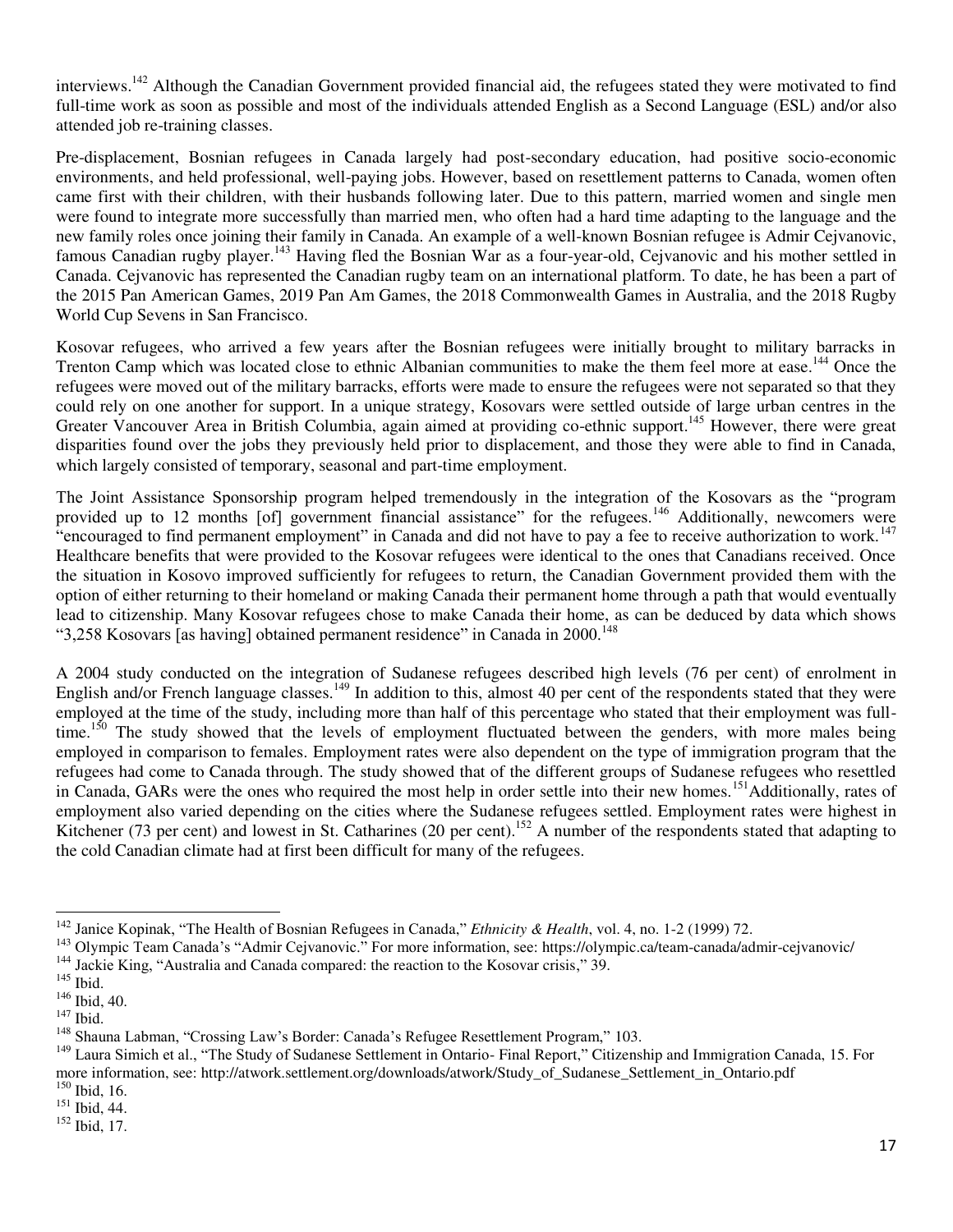interviews.[142] Although the Canadian Government provided financial aid, the refugees stated they were motivated to find full-time work as soon as possible and most of the individuals attended English as a Second Language (ESL) and/or also attended job re-training classes.

Pre-displacement, Bosnian refugees in Canada largely had post-secondary education, had positive socio-economic environments, and held professional, well-paying jobs. However, based on resettlement patterns to Canada, women often came first with their children, with their husbands following later. Due to this pattern, married women and single men were found to integrate more successfully than married men, who often had a hard time adapting to the language and the new family roles once joining their family in Canada. An example of a well-known Bosnian refugee is Admir Cejvanovic, famous Canadian rugby player.[143] Having fled the Bosnian War as a four-year-old, Cejvanovic and his mother settled in Canada. Cejvanovic has represented the Canadian rugby team on an international platform. To date, he has been a part of the 2015 Pan American Games, 2019 Pan Am Games, the 2018 Commonwealth Games in Australia, and the 2018 Rugby World Cup Sevens in San Francisco.

Kosovar refugees, who arrived a few years after the Bosnian refugees were initially brought to military barracks in Trenton Camp which was located close to ethnic Albanian communities to make the them feel more at ease.[144] Once the refugees were moved out of the military barracks, efforts were made to ensure the refugees were not separated so that they could rely on one another for support. In a unique strategy, Kosovars were settled outside of large urban centres in the Greater Vancouver Area in British Columbia, again aimed at providing co-ethnic support.[145] However, there were great disparities found over the jobs they previously held prior to displacement, and those they were able to find in Canada, which largely consisted of temporary, seasonal and part-time employment.

The Joint Assistance Sponsorship program helped tremendously in the integration of the Kosovars as the "program provided up to 12 months [of] government financial assistance" for the refugees.[146] Additionally, newcomers were "encouraged to find permanent employment" in Canada and did not have to pay a fee to receive authorization to work.[147] Healthcare benefits that were provided to the Kosovar refugees were identical to the ones that Canadians received. Once the situation in Kosovo improved sufficiently for refugees to return, the Canadian Government provided them with the option of either returning to their homeland or making Canada their permanent home through a path that would eventually lead to citizenship. Many Kosovar refugees chose to make Canada their home, as can be deduced by data which shows "3,258 Kosovars [as having] obtained permanent residence" in Canada in 2000.[148]

A 2004 study conducted on the integration of Sudanese refugees described high levels (76 per cent) of enrolment in English and/or French language classes.[149] In addition to this, almost 40 per cent of the respondents stated that they were employed at the time of the study, including more than half of this percentage who stated that their employment was full-time.[150] The study showed that the levels of employment fluctuated between the genders, with more males being employed in comparison to females. Employment rates were also dependent on the type of immigration program that the refugees had come to Canada through. The study showed that of the different groups of Sudanese refugees who resettled in Canada, GARs were the ones who required the most help in order settle into their new homes.[151] Additionally, rates of employment also varied depending on the cities where the Sudanese refugees settled. Employment rates were highest in Kitchener (73 per cent) and lowest in St. Catharines (20 per cent).[152] A number of the respondents stated that adapting to the cold Canadian climate had at first been difficult for many of the refugees.

---

[142] Janice Kopinak, "The Health of Bosnian Refugees in Canada," *Ethnicity & Health*, vol. 4, no. 1-2 (1999) 72.

[143] Olympic Team Canada's "Admir Cejvanovic." For more information, see: https://olympic.ca/team-canada/admir-cejvanovic/

[144] Jackie King, "Australia and Canada compared: the reaction to the Kosovar crisis," 39.

[145] Ibid.

[146] Ibid, 40.

[147] Ibid.

[148] Shauna Labman, "Crossing Law's Border: Canada's Refugee Resettlement Program," 103.

[149] Laura Simich et al., "The Study of Sudanese Settlement in Ontario- Final Report," Citizenship and Immigration Canada, 15. For more information, see: http://atwork.settlement.org/downloads/atwork/Study_of_Sudanese_Settlement_in_Ontario.pdf

[150] Ibid, 16.

[151] Ibid, 44.

[152] Ibid, 17.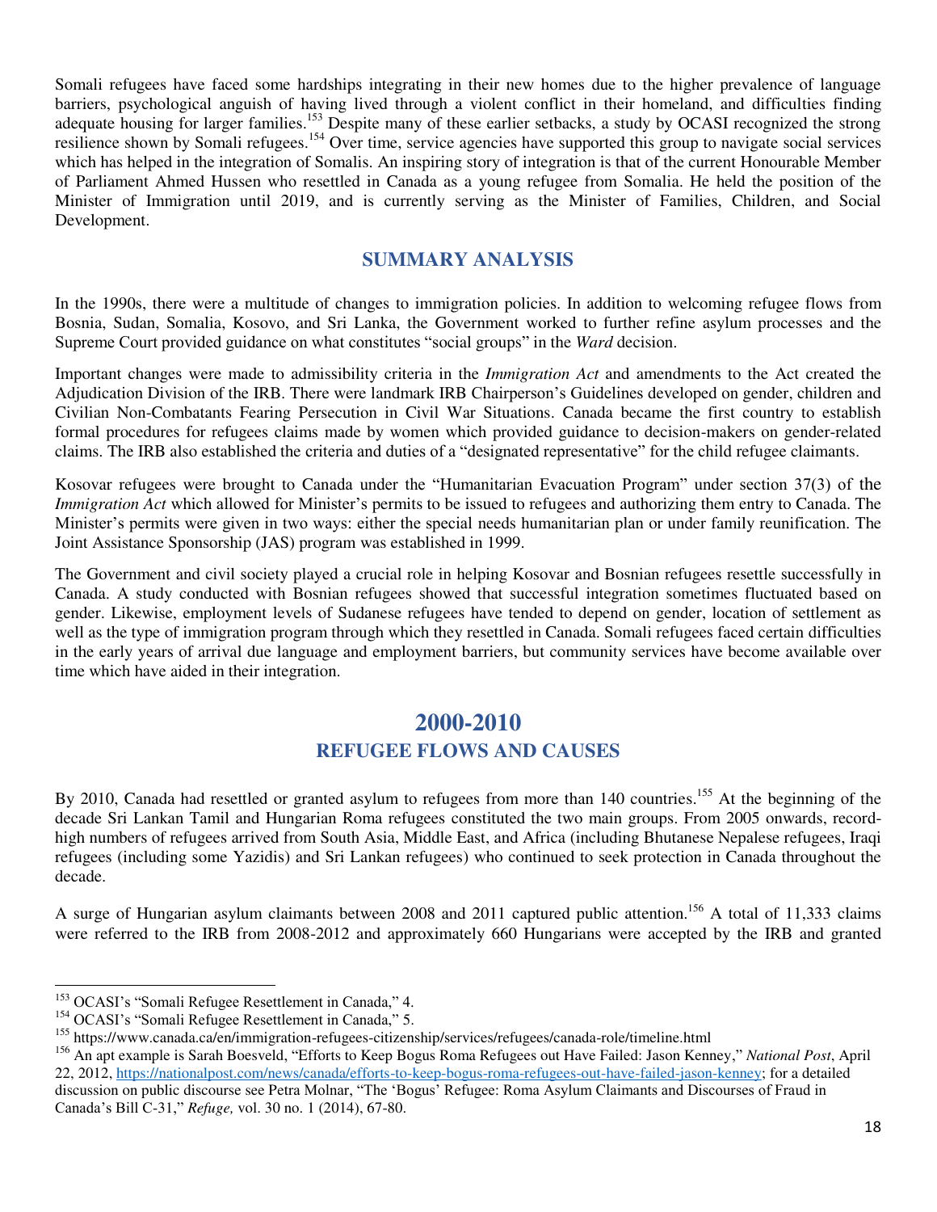Somali refugees have faced some hardships integrating in their new homes due to the higher prevalence of language barriers, psychological anguish of having lived through a violent conflict in their homeland, and difficulties finding adequate housing for larger families.[153] Despite many of these earlier setbacks, a study by OCASI recognized the strong resilience shown by Somali refugees.[154] Over time, service agencies have supported this group to navigate social services which has helped in the integration of Somalis. An inspiring story of integration is that of the current Honourable Member of Parliament Ahmed Hussen who resettled in Canada as a young refugee from Somalia. He held the position of the Minister of Immigration until 2019, and is currently serving as the Minister of Families, Children, and Social Development.

### SUMMARY ANALYSIS

In the 1990s, there were a multitude of changes to immigration policies. In addition to welcoming refugee flows from Bosnia, Sudan, Somalia, Kosovo, and Sri Lanka, the Government worked to further refine asylum processes and the Supreme Court provided guidance on what constitutes "social groups" in the *Ward* decision.

Important changes were made to admissibility criteria in the *Immigration Act* and amendments to the Act created the Adjudication Division of the IRB. There were landmark IRB Chairperson's Guidelines developed on gender, children and Civilian Non-Combatants Fearing Persecution in Civil War Situations. Canada became the first country to establish formal procedures for refugees claims made by women which provided guidance to decision-makers on gender-related claims. The IRB also established the criteria and duties of a "designated representative" for the child refugee claimants.

Kosovar refugees were brought to Canada under the "Humanitarian Evacuation Program" under section 37(3) of the *Immigration Act* which allowed for Minister's permits to be issued to refugees and authorizing them entry to Canada. The Minister's permits were given in two ways: either the special needs humanitarian plan or under family reunification. The Joint Assistance Sponsorship (JAS) program was established in 1999.

The Government and civil society played a crucial role in helping Kosovar and Bosnian refugees resettle successfully in Canada. A study conducted with Bosnian refugees showed that successful integration sometimes fluctuated based on gender. Likewise, employment levels of Sudanese refugees have tended to depend on gender, location of settlement as well as the type of immigration program through which they resettled in Canada. Somali refugees faced certain difficulties in the early years of arrival due language and employment barriers, but community services have become available over time which have aided in their integration.

## 2000-2010

### REFUGEE FLOWS AND CAUSES

By 2010, Canada had resettled or granted asylum to refugees from more than 140 countries.[155] At the beginning of the decade Sri Lankan Tamil and Hungarian Roma refugees constituted the two main groups. From 2005 onwards, record-high numbers of refugees arrived from South Asia, Middle East, and Africa (including Bhutanese Nepalese refugees, Iraqi refugees (including some Yazidis) and Sri Lankan refugees) who continued to seek protection in Canada throughout the decade.

A surge of Hungarian asylum claimants between 2008 and 2011 captured public attention.[156] A total of 11,333 claims were referred to the IRB from 2008-2012 and approximately 660 Hungarians were accepted by the IRB and granted

---

[153] OCASI's "Somali Refugee Resettlement in Canada," 4.

[154] OCASI's "Somali Refugee Resettlement in Canada," 5.

[155] https://www.canada.ca/en/immigration-refugees-citizenship/services/refugees/canada-role/timeline.html

[156] An apt example is Sarah Boesveld, "Efforts to Keep Bogus Roma Refugees out Have Failed: Jason Kenney," *National Post*, April 22, 2012, https://nationalpost.com/news/canada/efforts-to-keep-bogus-roma-refugees-out-have-failed-jason-kenney; for a detailed discussion on public discourse see Petra Molnar, "The 'Bogus' Refugee: Roma Asylum Claimants and Discourses of Fraud in Canada's Bill C-31," *Refuge,* vol. 30 no. 1 (2014), 67-80.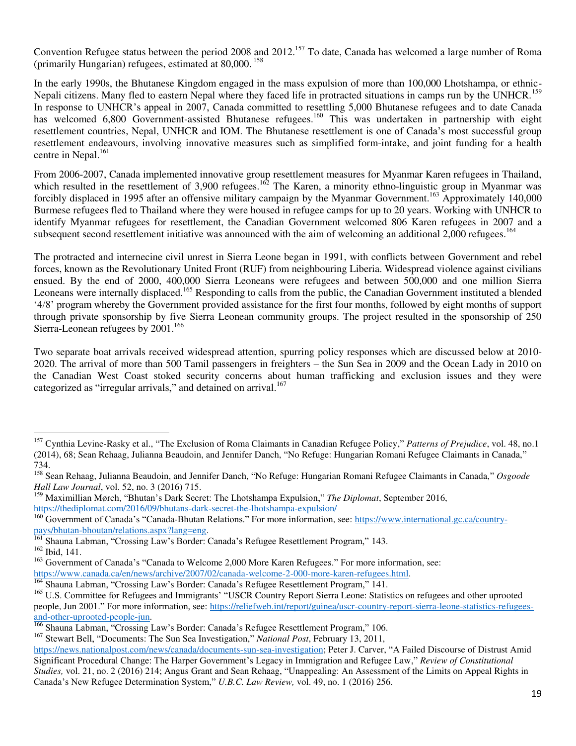Convention Refugee status between the period 2008 and 2012.[157] To date, Canada has welcomed a large number of Roma (primarily Hungarian) refugees, estimated at 80,000.[158]

In the early 1990s, the Bhutanese Kingdom engaged in the mass expulsion of more than 100,000 Lhotshampa, or ethnic-Nepali citizens. Many fled to eastern Nepal where they faced life in protracted situations in camps run by the UNHCR.[159] In response to UNHCR's appeal in 2007, Canada committed to resettling 5,000 Bhutanese refugees and to date Canada has welcomed 6,800 Government-assisted Bhutanese refugees.[160] This was undertaken in partnership with eight resettlement countries, Nepal, UNHCR and IOM. The Bhutanese resettlement is one of Canada's most successful group resettlement endeavours, involving innovative measures such as simplified form-intake, and joint funding for a health centre in Nepal.[161]

From 2006-2007, Canada implemented innovative group resettlement measures for Myanmar Karen refugees in Thailand, which resulted in the resettlement of 3,900 refugees.[162] The Karen, a minority ethno-linguistic group in Myanmar was forcibly displaced in 1995 after an offensive military campaign by the Myanmar Government.[163] Approximately 140,000 Burmese refugees fled to Thailand where they were housed in refugee camps for up to 20 years. Working with UNHCR to identify Myanmar refugees for resettlement, the Canadian Government welcomed 806 Karen refugees in 2007 and a subsequent second resettlement initiative was announced with the aim of welcoming an additional 2,000 refugees.[164]

The protracted and internecine civil unrest in Sierra Leone began in 1991, with conflicts between Government and rebel forces, known as the Revolutionary United Front (RUF) from neighbouring Liberia. Widespread violence against civilians ensued. By the end of 2000, 400,000 Sierra Leoneans were refugees and between 500,000 and one million Sierra Leoneans were internally displaced.[165] Responding to calls from the public, the Canadian Government instituted a blended '4/8' program whereby the Government provided assistance for the first four months, followed by eight months of support through private sponsorship by five Sierra Leonean community groups. The project resulted in the sponsorship of 250 Sierra-Leonean refugees by 2001.[166]

Two separate boat arrivals received widespread attention, spurring policy responses which are discussed below at 2010-2020. The arrival of more than 500 Tamil passengers in freighters – the Sun Sea in 2009 and the Ocean Lady in 2010 on the Canadian West Coast stoked security concerns about human trafficking and exclusion issues and they were categorized as "irregular arrivals," and detained on arrival.[167]

---

[157] Cynthia Levine-Rasky et al., "The Exclusion of Roma Claimants in Canadian Refugee Policy," *Patterns of Prejudice*, vol. 48, no.1 (2014), 68; Sean Rehaag, Julianna Beaudoin, and Jennifer Danch, "No Refuge: Hungarian Romani Refugee Claimants in Canada," 734.

[158] Sean Rehaag, Julianna Beaudoin, and Jennifer Danch, "No Refuge: Hungarian Romani Refugee Claimants in Canada," *Osgoode Hall Law Journal*, vol. 52, no. 3 (2016) 715.

[159] Maximillian Mørch, "Bhutan's Dark Secret: The Lhotshampa Expulsion," *The Diplomat*, September 2016, https://thediplomat.com/2016/09/bhutans-dark-secret-the-lhotshampa-expulsion/

[160] Government of Canada's "Canada-Bhutan Relations." For more information, see: https://www.international.gc.ca/country-pays/bhutan-bhoutan/relations.aspx?lang=eng.

[161] Shauna Labman, "Crossing Law's Border: Canada's Refugee Resettlement Program," 143.

[162] Ibid, 141.

[163] Government of Canada's "Canada to Welcome 2,000 More Karen Refugees." For more information, see: https://www.canada.ca/en/news/archive/2007/02/canada-welcome-2-000-more-karen-refugees.html.

[164] Shauna Labman, "Crossing Law's Border: Canada's Refugee Resettlement Program," 141.

[165] U.S. Committee for Refugees and Immigrants' "USCR Country Report Sierra Leone: Statistics on refugees and other uprooted people, Jun 2001." For more information, see: https://reliefweb.int/report/guinea/uscr-country-report-sierra-leone-statistics-refugees-and-other-uprooted-people-jun.

[166] Shauna Labman, "Crossing Law's Border: Canada's Refugee Resettlement Program," 106.

[167] Stewart Bell, "Documents: The Sun Sea Investigation," *National Post*, February 13, 2011, https://news.nationalpost.com/news/canada/documents-sun-sea-investigation; Peter J. Carver, "A Failed Discourse of Distrust Amid Significant Procedural Change: The Harper Government's Legacy in Immigration and Refugee Law," *Review of Constitutional Studies,* vol. 21, no. 2 (2016) 214; Angus Grant and Sean Rehaag, "Unappealing: An Assessment of the Limits on Appeal Rights in Canada's New Refugee Determination System," *U.B.C. Law Review,* vol. 49, no. 1 (2016) 256.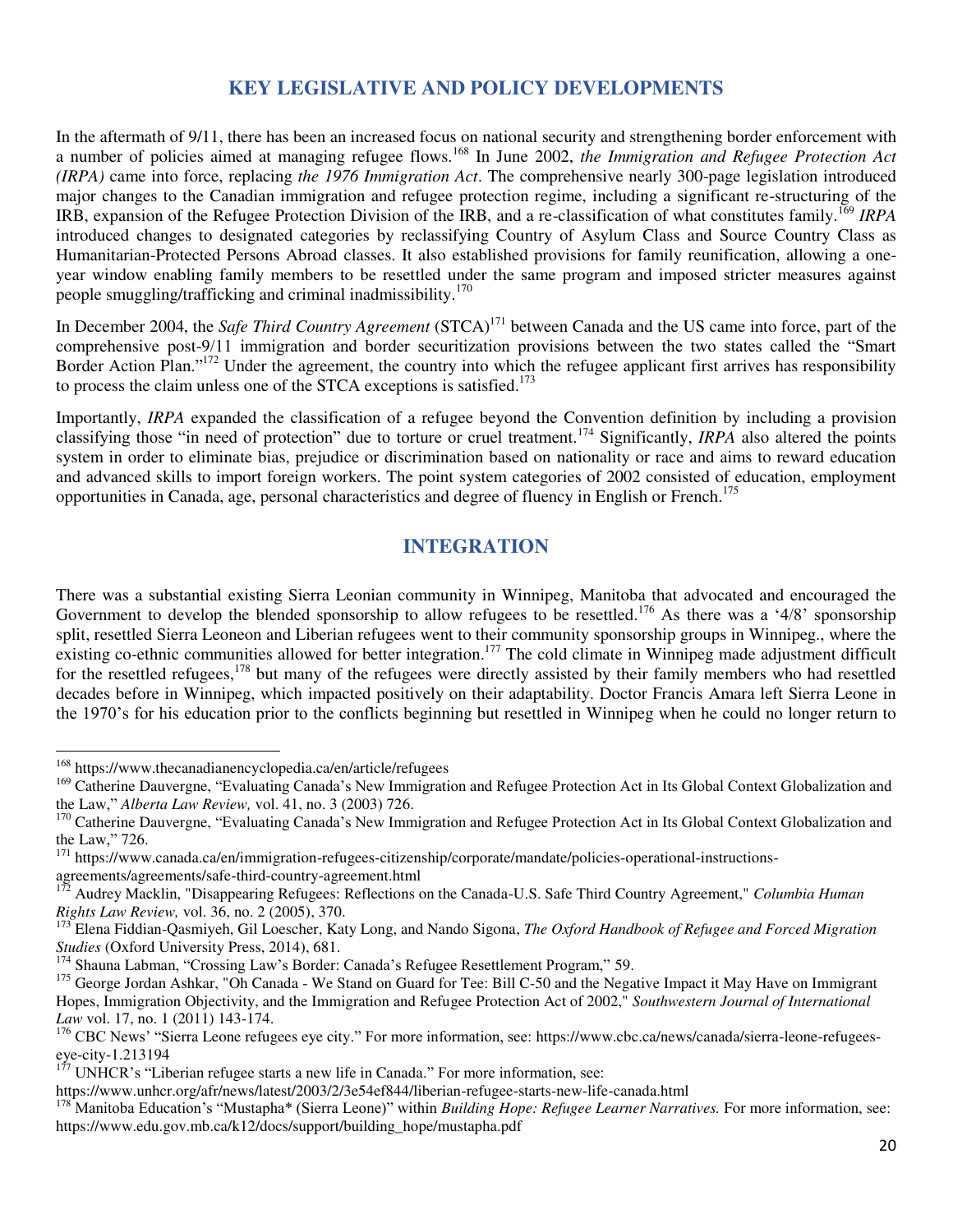## KEY LEGISLATIVE AND POLICY DEVELOPMENTS

In the aftermath of 9/11, there has been an increased focus on national security and strengthening border enforcement with a number of policies aimed at managing refugee flows.[168] In June 2002, *the Immigration and Refugee Protection Act (IRPA)* came into force, replacing *the 1976 Immigration Act*. The comprehensive nearly 300-page legislation introduced major changes to the Canadian immigration and refugee protection regime, including a significant re-structuring of the IRB, expansion of the Refugee Protection Division of the IRB, and a re-classification of what constitutes family.[169] *IRPA* introduced changes to designated categories by reclassifying Country of Asylum Class and Source Country Class as Humanitarian-Protected Persons Abroad classes. It also established provisions for family reunification, allowing a one-year window enabling family members to be resettled under the same program and imposed stricter measures against people smuggling/trafficking and criminal inadmissibility.[170]

In December 2004, the *Safe Third Country Agreement* (STCA)[171] between Canada and the US came into force, part of the comprehensive post-9/11 immigration and border securitization provisions between the two states called the "Smart Border Action Plan."[172] Under the agreement, the country into which the refugee applicant first arrives has responsibility to process the claim unless one of the STCA exceptions is satisfied.[173]

Importantly, *IRPA* expanded the classification of a refugee beyond the Convention definition by including a provision classifying those "in need of protection" due to torture or cruel treatment.[174] Significantly, *IRPA* also altered the points system in order to eliminate bias, prejudice or discrimination based on nationality or race and aims to reward education and advanced skills to import foreign workers. The point system categories of 2002 consisted of education, employment opportunities in Canada, age, personal characteristics and degree of fluency in English or French.[175]

## INTEGRATION

There was a substantial existing Sierra Leonian community in Winnipeg, Manitoba that advocated and encouraged the Government to develop the blended sponsorship to allow refugees to be resettled.[176] As there was a '4/8' sponsorship split, resettled Sierra Leoneon and Liberian refugees went to their community sponsorship groups in Winnipeg., where the existing co-ethnic communities allowed for better integration.[177] The cold climate in Winnipeg made adjustment difficult for the resettled refugees,[178] but many of the refugees were directly assisted by their family members who had resettled decades before in Winnipeg, which impacted positively on their adaptability. Doctor Francis Amara left Sierra Leone in the 1970's for his education prior to the conflicts beginning but resettled in Winnipeg when he could no longer return to

---

[168] https://www.thecanadianencyclopedia.ca/en/article/refugees

[169] Catherine Dauvergne, "Evaluating Canada's New Immigration and Refugee Protection Act in Its Global Context Globalization and the Law," *Alberta Law Review,* vol. 41, no. 3 (2003) 726.

[170] Catherine Dauvergne, "Evaluating Canada's New Immigration and Refugee Protection Act in Its Global Context Globalization and the Law," 726.

[171] https://www.canada.ca/en/immigration-refugees-citizenship/corporate/mandate/policies-operational-instructions-agreements/agreements/safe-third-country-agreement.html

[172] Audrey Macklin, "Disappearing Refugees: Reflections on the Canada-U.S. Safe Third Country Agreement," *Columbia Human Rights Law Review,* vol. 36, no. 2 (2005), 370.

[173] Elena Fiddian-Qasmiyeh, Gil Loescher, Katy Long, and Nando Sigona, *The Oxford Handbook of Refugee and Forced Migration Studies* (Oxford University Press, 2014), 681.

[174] Shauna Labman, "Crossing Law's Border: Canada's Refugee Resettlement Program," 59.

[175] George Jordan Ashkar, "Oh Canada - We Stand on Guard for Tee: Bill C-50 and the Negative Impact it May Have on Immigrant Hopes, Immigration Objectivity, and the Immigration and Refugee Protection Act of 2002," *Southwestern Journal of International Law* vol. 17, no. 1 (2011) 143-174.

[176] CBC News' "Sierra Leone refugees eye city." For more information, see: https://www.cbc.ca/news/canada/sierra-leone-refugees-eye-city-1.213194

[177] UNHCR's "Liberian refugee starts a new life in Canada." For more information, see: https://www.unhcr.org/afr/news/latest/2003/2/3e54ef844/liberian-refugee-starts-new-life-canada.html

[178] Manitoba Education's "Mustapha* (Sierra Leone)" within *Building Hope: Refugee Learner Narratives.* For more information, see: https://www.edu.gov.mb.ca/k12/docs/support/building_hope/mustapha.pdf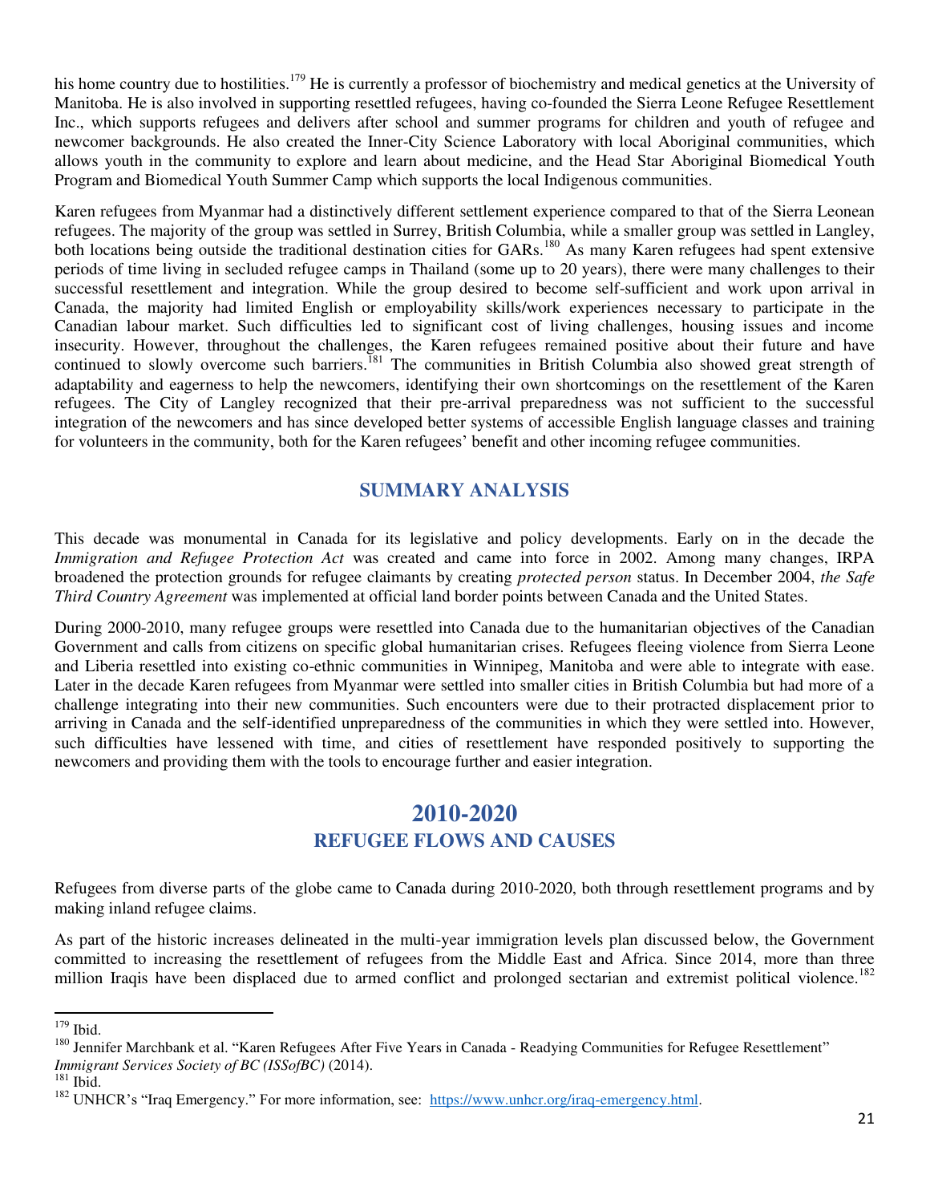his home country due to hostilities.[179] He is currently a professor of biochemistry and medical genetics at the University of Manitoba. He is also involved in supporting resettled refugees, having co-founded the Sierra Leone Refugee Resettlement Inc., which supports refugees and delivers after school and summer programs for children and youth of refugee and newcomer backgrounds. He also created the Inner-City Science Laboratory with local Aboriginal communities, which allows youth in the community to explore and learn about medicine, and the Head Star Aboriginal Biomedical Youth Program and Biomedical Youth Summer Camp which supports the local Indigenous communities.

Karen refugees from Myanmar had a distinctively different settlement experience compared to that of the Sierra Leonean refugees. The majority of the group was settled in Surrey, British Columbia, while a smaller group was settled in Langley, both locations being outside the traditional destination cities for GARs.[180] As many Karen refugees had spent extensive periods of time living in secluded refugee camps in Thailand (some up to 20 years), there were many challenges to their successful resettlement and integration. While the group desired to become self-sufficient and work upon arrival in Canada, the majority had limited English or employability skills/work experiences necessary to participate in the Canadian labour market. Such difficulties led to significant cost of living challenges, housing issues and income insecurity. However, throughout the challenges, the Karen refugees remained positive about their future and have continued to slowly overcome such barriers.[181] The communities in British Columbia also showed great strength of adaptability and eagerness to help the newcomers, identifying their own shortcomings on the resettlement of the Karen refugees. The City of Langley recognized that their pre-arrival preparedness was not sufficient to the successful integration of the newcomers and has since developed better systems of accessible English language classes and training for volunteers in the community, both for the Karen refugees' benefit and other incoming refugee communities.

## SUMMARY ANALYSIS

This decade was monumental in Canada for its legislative and policy developments. Early on in the decade the *Immigration and Refugee Protection Act* was created and came into force in 2002. Among many changes, IRPA broadened the protection grounds for refugee claimants by creating *protected person* status. In December 2004, *the Safe Third Country Agreement* was implemented at official land border points between Canada and the United States.

During 2000-2010, many refugee groups were resettled into Canada due to the humanitarian objectives of the Canadian Government and calls from citizens on specific global humanitarian crises. Refugees fleeing violence from Sierra Leone and Liberia resettled into existing co-ethnic communities in Winnipeg, Manitoba and were able to integrate with ease. Later in the decade Karen refugees from Myanmar were settled into smaller cities in British Columbia but had more of a challenge integrating into their new communities. Such encounters were due to their protracted displacement prior to arriving in Canada and the self-identified unpreparedness of the communities in which they were settled into. However, such difficulties have lessened with time, and cities of resettlement have responded positively to supporting the newcomers and providing them with the tools to encourage further and easier integration.

# 2010-2020

## REFUGEE FLOWS AND CAUSES

Refugees from diverse parts of the globe came to Canada during 2010-2020, both through resettlement programs and by making inland refugee claims.

As part of the historic increases delineated in the multi-year immigration levels plan discussed below, the Government committed to increasing the resettlement of refugees from the Middle East and Africa. Since 2014, more than three million Iraqis have been displaced due to armed conflict and prolonged sectarian and extremist political violence.[182]

---

[179] Ibid.

[180] Jennifer Marchbank et al. "Karen Refugees After Five Years in Canada - Readying Communities for Refugee Resettlement" *Immigrant Services Society of BC (ISSofBC)* (2014).

[181] Ibid.

[182] UNHCR's "Iraq Emergency." For more information, see: https://www.unhcr.org/iraq-emergency.html.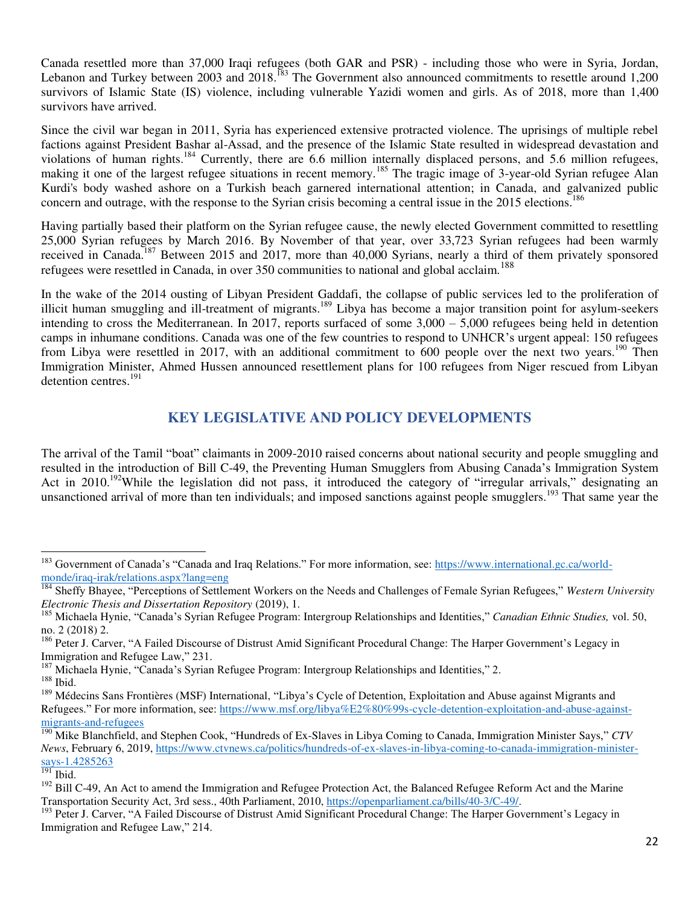Canada resettled more than 37,000 Iraqi refugees (both GAR and PSR) - including those who were in Syria, Jordan, Lebanon and Turkey between 2003 and 2018.[183] The Government also announced commitments to resettle around 1,200 survivors of Islamic State (IS) violence, including vulnerable Yazidi women and girls. As of 2018, more than 1,400 survivors have arrived.

Since the civil war began in 2011, Syria has experienced extensive protracted violence. The uprisings of multiple rebel factions against President Bashar al-Assad, and the presence of the Islamic State resulted in widespread devastation and violations of human rights.[184] Currently, there are 6.6 million internally displaced persons, and 5.6 million refugees, making it one of the largest refugee situations in recent memory.[185] The tragic image of 3-year-old Syrian refugee Alan Kurdi's body washed ashore on a Turkish beach garnered international attention; in Canada, and galvanized public concern and outrage, with the response to the Syrian crisis becoming a central issue in the 2015 elections.[186]

Having partially based their platform on the Syrian refugee cause, the newly elected Government committed to resettling 25,000 Syrian refugees by March 2016. By November of that year, over 33,723 Syrian refugees had been warmly received in Canada.[187] Between 2015 and 2017, more than 40,000 Syrians, nearly a third of them privately sponsored refugees were resettled in Canada, in over 350 communities to national and global acclaim.[188]

In the wake of the 2014 ousting of Libyan President Gaddafi, the collapse of public services led to the proliferation of illicit human smuggling and ill-treatment of migrants.[189] Libya has become a major transition point for asylum-seekers intending to cross the Mediterranean. In 2017, reports surfaced of some 3,000 – 5,000 refugees being held in detention camps in inhumane conditions. Canada was one of the few countries to respond to UNHCR's urgent appeal: 150 refugees from Libya were resettled in 2017, with an additional commitment to 600 people over the next two years.[190] Then Immigration Minister, Ahmed Hussen announced resettlement plans for 100 refugees from Niger rescued from Libyan detention centres.[191]

## KEY LEGISLATIVE AND POLICY DEVELOPMENTS

The arrival of the Tamil "boat" claimants in 2009-2010 raised concerns about national security and people smuggling and resulted in the introduction of Bill C-49, the Preventing Human Smugglers from Abusing Canada's Immigration System Act in 2010.[192]While the legislation did not pass, it introduced the category of "irregular arrivals," designating an unsanctioned arrival of more than ten individuals; and imposed sanctions against people smugglers.[193] That same year the

---

[183] Government of Canada's "Canada and Iraq Relations." For more information, see: https://www.international.gc.ca/world-monde/iraq-irak/relations.aspx?lang=eng

[184] Sheffy Bhayee, "Perceptions of Settlement Workers on the Needs and Challenges of Female Syrian Refugees," *Western University Electronic Thesis and Dissertation Repository* (2019), 1.

[185] Michaela Hynie, "Canada's Syrian Refugee Program: Intergroup Relationships and Identities," *Canadian Ethnic Studies,* vol. 50, no. 2 (2018) 2.

[186] Peter J. Carver, "A Failed Discourse of Distrust Amid Significant Procedural Change: The Harper Government's Legacy in Immigration and Refugee Law," 231.

[187] Michaela Hynie, "Canada's Syrian Refugee Program: Intergroup Relationships and Identities," 2.

[188] Ibid.

[189] Médecins Sans Frontières (MSF) International, "Libya's Cycle of Detention, Exploitation and Abuse against Migrants and Refugees." For more information, see: https://www.msf.org/libya%E2%80%99s-cycle-detention-exploitation-and-abuse-against-migrants-and-refugees

[190] Mike Blanchfield, and Stephen Cook, "Hundreds of Ex-Slaves in Libya Coming to Canada, Immigration Minister Says," *CTV News*, February 6, 2019, https://www.ctvnews.ca/politics/hundreds-of-ex-slaves-in-libya-coming-to-canada-immigration-minister-says-1.4285263

[191] Ibid.

[192] Bill C-49, An Act to amend the Immigration and Refugee Protection Act, the Balanced Refugee Reform Act and the Marine Transportation Security Act, 3rd sess., 40th Parliament, 2010, https://openparliament.ca/bills/40-3/C-49/.

[193] Peter J. Carver, "A Failed Discourse of Distrust Amid Significant Procedural Change: The Harper Government's Legacy in Immigration and Refugee Law," 214.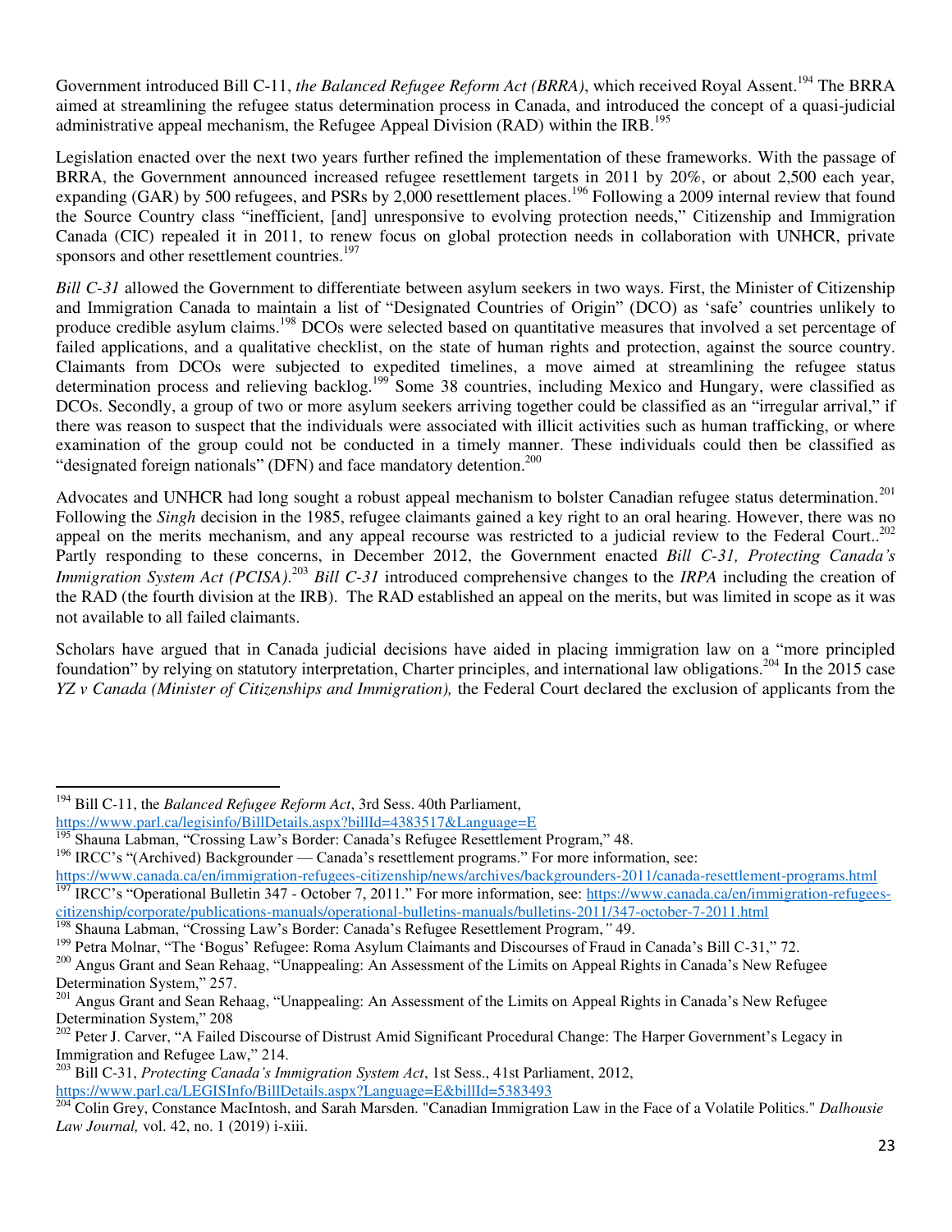Government introduced Bill C-11, *the Balanced Refugee Reform Act (BRRA)*, which received Royal Assent.[194] The BRRA aimed at streamlining the refugee status determination process in Canada, and introduced the concept of a quasi-judicial administrative appeal mechanism, the Refugee Appeal Division (RAD) within the IRB.[195]

Legislation enacted over the next two years further refined the implementation of these frameworks. With the passage of BRRA, the Government announced increased refugee resettlement targets in 2011 by 20%, or about 2,500 each year, expanding (GAR) by 500 refugees, and PSRs by 2,000 resettlement places.[196] Following a 2009 internal review that found the Source Country class "inefficient, [and] unresponsive to evolving protection needs," Citizenship and Immigration Canada (CIC) repealed it in 2011, to renew focus on global protection needs in collaboration with UNHCR, private sponsors and other resettlement countries.[197]

*Bill C-31* allowed the Government to differentiate between asylum seekers in two ways. First, the Minister of Citizenship and Immigration Canada to maintain a list of "Designated Countries of Origin" (DCO) as 'safe' countries unlikely to produce credible asylum claims.[198] DCOs were selected based on quantitative measures that involved a set percentage of failed applications, and a qualitative checklist, on the state of human rights and protection, against the source country. Claimants from DCOs were subjected to expedited timelines, a move aimed at streamlining the refugee status determination process and relieving backlog.[199] Some 38 countries, including Mexico and Hungary, were classified as DCOs. Secondly, a group of two or more asylum seekers arriving together could be classified as an "irregular arrival," if there was reason to suspect that the individuals were associated with illicit activities such as human trafficking, or where examination of the group could not be conducted in a timely manner. These individuals could then be classified as "designated foreign nationals" (DFN) and face mandatory detention.[200]

Advocates and UNHCR had long sought a robust appeal mechanism to bolster Canadian refugee status determination.[201] Following the *Singh* decision in the 1985, refugee claimants gained a key right to an oral hearing. However, there was no appeal on the merits mechanism, and any appeal recourse was restricted to a judicial review to the Federal Court..[202] Partly responding to these concerns, in December 2012, the Government enacted *Bill C-31, Protecting Canada's Immigration System Act (PCISA)*.[203] *Bill C-31* introduced comprehensive changes to the *IRPA* including the creation of the RAD (the fourth division at the IRB). The RAD established an appeal on the merits, but was limited in scope as it was not available to all failed claimants.

Scholars have argued that in Canada judicial decisions have aided in placing immigration law on a "more principled foundation" by relying on statutory interpretation, Charter principles, and international law obligations.[204] In the 2015 case *YZ v Canada (Minister of Citizenships and Immigration),* the Federal Court declared the exclusion of applicants from the

---

[194] Bill C-11, the *Balanced Refugee Reform Act*, 3rd Sess. 40th Parliament, https://www.parl.ca/legisinfo/BillDetails.aspx?billId=4383517&Language=E

[195] Shauna Labman, "Crossing Law's Border: Canada's Refugee Resettlement Program," 48.

[196] IRCC's "(Archived) Backgrounder — Canada's resettlement programs." For more information, see: https://www.canada.ca/en/immigration-refugees-citizenship/news/archives/backgrounders-2011/canada-resettlement-programs.html

[197] IRCC's "Operational Bulletin 347 - October 7, 2011." For more information, see: https://www.canada.ca/en/immigration-refugees-citizenship/corporate/publications-manuals/operational-bulletins-manuals/bulletins-2011/347-october-7-2011.html

[198] Shauna Labman, "Crossing Law's Border: Canada's Refugee Resettlement Program," 49.

[199] Petra Molnar, "The 'Bogus' Refugee: Roma Asylum Claimants and Discourses of Fraud in Canada's Bill C-31," 72.

[200] Angus Grant and Sean Rehaag, "Unappealing: An Assessment of the Limits on Appeal Rights in Canada's New Refugee Determination System," 257.

[201] Angus Grant and Sean Rehaag, "Unappealing: An Assessment of the Limits on Appeal Rights in Canada's New Refugee Determination System," 208

[202] Peter J. Carver, "A Failed Discourse of Distrust Amid Significant Procedural Change: The Harper Government's Legacy in Immigration and Refugee Law," 214.

[203] Bill C-31, *Protecting Canada's Immigration System Act*, 1st Sess., 41st Parliament, 2012, https://www.parl.ca/LEGISInfo/BillDetails.aspx?Language=E&billId=5383493

[204] Colin Grey, Constance MacIntosh, and Sarah Marsden. "Canadian Immigration Law in the Face of a Volatile Politics." *Dalhousie Law Journal,* vol. 42, no. 1 (2019) i-xiii.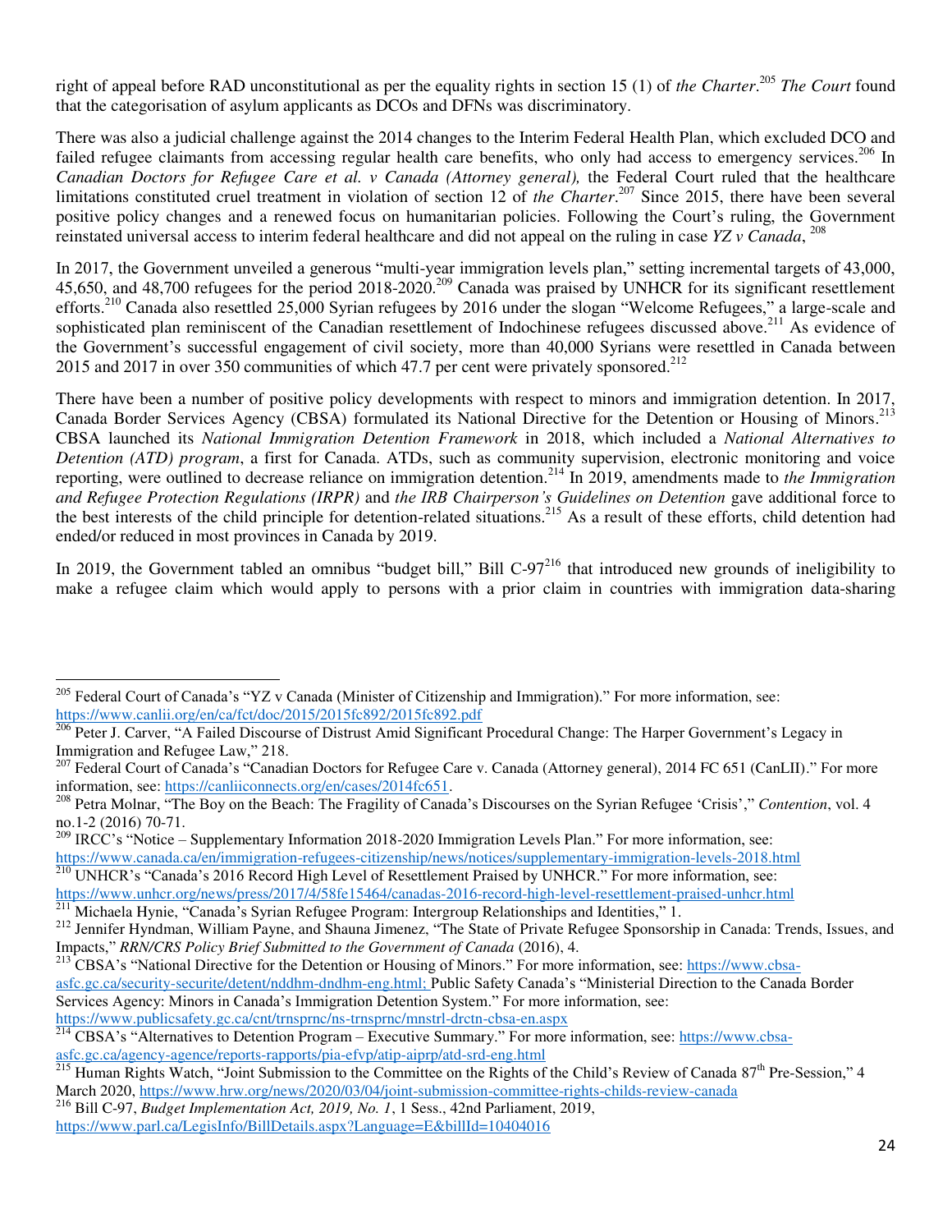right of appeal before RAD unconstitutional as per the equality rights in section 15 (1) of *the Charter*.[205] *The Court* found that the categorisation of asylum applicants as DCOs and DFNs was discriminatory.

There was also a judicial challenge against the 2014 changes to the Interim Federal Health Plan, which excluded DCO and failed refugee claimants from accessing regular health care benefits, who only had access to emergency services.[206] In *Canadian Doctors for Refugee Care et al. v Canada (Attorney general),* the Federal Court ruled that the healthcare limitations constituted cruel treatment in violation of section 12 of *the Charter*.[207] Since 2015, there have been several positive policy changes and a renewed focus on humanitarian policies. Following the Court's ruling, the Government reinstated universal access to interim federal healthcare and did not appeal on the ruling in case *YZ v Canada*, [208]

In 2017, the Government unveiled a generous "multi-year immigration levels plan," setting incremental targets of 43,000, 45,650, and 48,700 refugees for the period 2018-2020.[209] Canada was praised by UNHCR for its significant resettlement efforts.[210] Canada also resettled 25,000 Syrian refugees by 2016 under the slogan "Welcome Refugees," a large-scale and sophisticated plan reminiscent of the Canadian resettlement of Indochinese refugees discussed above.[211] As evidence of the Government's successful engagement of civil society, more than 40,000 Syrians were resettled in Canada between 2015 and 2017 in over 350 communities of which 47.7 per cent were privately sponsored.[212]

There have been a number of positive policy developments with respect to minors and immigration detention. In 2017, Canada Border Services Agency (CBSA) formulated its National Directive for the Detention or Housing of Minors.[213] CBSA launched its *National Immigration Detention Framework* in 2018, which included a *National Alternatives to Detention (ATD) program*, a first for Canada. ATDs, such as community supervision, electronic monitoring and voice reporting, were outlined to decrease reliance on immigration detention.[214] In 2019, amendments made to *the Immigration and Refugee Protection Regulations (IRPR)* and *the IRB Chairperson's Guidelines on Detention* gave additional force to the best interests of the child principle for detention-related situations.[215] As a result of these efforts, child detention had ended/or reduced in most provinces in Canada by 2019.

In 2019, the Government tabled an omnibus "budget bill," Bill C-97[216] that introduced new grounds of ineligibility to make a refugee claim which would apply to persons with a prior claim in countries with immigration data-sharing

---

[205] Federal Court of Canada's "YZ v Canada (Minister of Citizenship and Immigration)." For more information, see: https://www.canlii.org/en/ca/fct/doc/2015/2015fc892/2015fc892.pdf

[206] Peter J. Carver, "A Failed Discourse of Distrust Amid Significant Procedural Change: The Harper Government's Legacy in Immigration and Refugee Law," 218.

[207] Federal Court of Canada's "Canadian Doctors for Refugee Care v. Canada (Attorney general), 2014 FC 651 (CanLII)." For more information, see: https://canliiconnects.org/en/cases/2014fc651.

[208] Petra Molnar, "The Boy on the Beach: The Fragility of Canada's Discourses on the Syrian Refugee 'Crisis'," *Contention*, vol. 4 no.1-2 (2016) 70-71.

[209] IRCC's "Notice – Supplementary Information 2018-2020 Immigration Levels Plan." For more information, see: https://www.canada.ca/en/immigration-refugees-citizenship/news/notices/supplementary-immigration-levels-2018.html

[210] UNHCR's "Canada's 2016 Record High Level of Resettlement Praised by UNHCR." For more information, see: https://www.unhcr.org/news/press/2017/4/58fe15464/canadas-2016-record-high-level-resettlement-praised-unhcr.html

[211] Michaela Hynie, "Canada's Syrian Refugee Program: Intergroup Relationships and Identities," 1.

[212] Jennifer Hyndman, William Payne, and Shauna Jimenez, "The State of Private Refugee Sponsorship in Canada: Trends, Issues, and Impacts," *RRN/CRS Policy Brief Submitted to the Government of Canada* (2016), 4.

[213] CBSA's "National Directive for the Detention or Housing of Minors." For more information, see: https://www.cbsa-asfc.gc.ca/security-securite/detent/nddhm-dndhm-eng.html; Public Safety Canada's "Ministerial Direction to the Canada Border Services Agency: Minors in Canada's Immigration Detention System." For more information, see: https://www.publicsafety.gc.ca/cnt/trnsprnc/ns-trnsprnc/mnstrl-drctn-cbsa-en.aspx

[214] CBSA's "Alternatives to Detention Program – Executive Summary." For more information, see: https://www.cbsa-asfc.gc.ca/agency-agence/reports-rapports/pia-efvp/atip-aiprp/atd-srd-eng.html

[215] Human Rights Watch, "Joint Submission to the Committee on the Rights of the Child's Review of Canada 87th Pre-Session," 4 March 2020, https://www.hrw.org/news/2020/03/04/joint-submission-committee-rights-childs-review-canada

[216] Bill C-97, *Budget Implementation Act, 2019, No. 1*, 1 Sess., 42nd Parliament, 2019, https://www.parl.ca/LegisInfo/BillDetails.aspx?Language=E&billId=10404016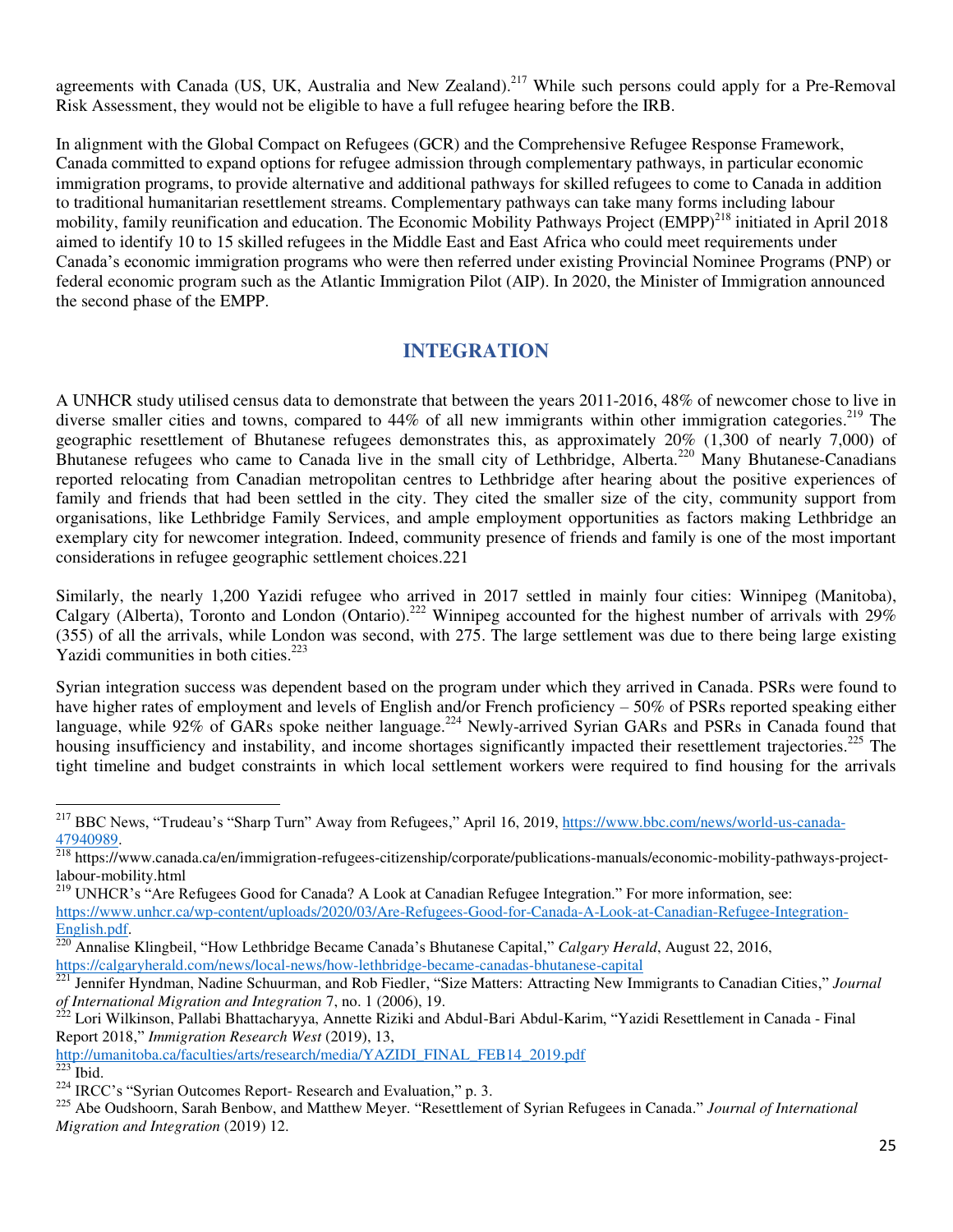agreements with Canada (US, UK, Australia and New Zealand).[217] While such persons could apply for a Pre-Removal Risk Assessment, they would not be eligible to have a full refugee hearing before the IRB.

In alignment with the Global Compact on Refugees (GCR) and the Comprehensive Refugee Response Framework, Canada committed to expand options for refugee admission through complementary pathways, in particular economic immigration programs, to provide alternative and additional pathways for skilled refugees to come to Canada in addition to traditional humanitarian resettlement streams. Complementary pathways can take many forms including labour mobility, family reunification and education. The Economic Mobility Pathways Project (EMPP)[218] initiated in April 2018 aimed to identify 10 to 15 skilled refugees in the Middle East and East Africa who could meet requirements under Canada's economic immigration programs who were then referred under existing Provincial Nominee Programs (PNP) or federal economic program such as the Atlantic Immigration Pilot (AIP). In 2020, the Minister of Immigration announced the second phase of the EMPP.

## INTEGRATION

A UNHCR study utilised census data to demonstrate that between the years 2011-2016, 48% of newcomer chose to live in diverse smaller cities and towns, compared to 44% of all new immigrants within other immigration categories.[219] The geographic resettlement of Bhutanese refugees demonstrates this, as approximately 20% (1,300 of nearly 7,000) of Bhutanese refugees who came to Canada live in the small city of Lethbridge, Alberta.[220] Many Bhutanese-Canadians reported relocating from Canadian metropolitan centres to Lethbridge after hearing about the positive experiences of family and friends that had been settled in the city. They cited the smaller size of the city, community support from organisations, like Lethbridge Family Services, and ample employment opportunities as factors making Lethbridge an exemplary city for newcomer integration. Indeed, community presence of friends and family is one of the most important considerations in refugee geographic settlement choices.221

Similarly, the nearly 1,200 Yazidi refugee who arrived in 2017 settled in mainly four cities: Winnipeg (Manitoba), Calgary (Alberta), Toronto and London (Ontario).[222] Winnipeg accounted for the highest number of arrivals with 29% (355) of all the arrivals, while London was second, with 275. The large settlement was due to there being large existing Yazidi communities in both cities.[223]

Syrian integration success was dependent based on the program under which they arrived in Canada. PSRs were found to have higher rates of employment and levels of English and/or French proficiency – 50% of PSRs reported speaking either language, while 92% of GARs spoke neither language.[224] Newly-arrived Syrian GARs and PSRs in Canada found that housing insufficiency and instability, and income shortages significantly impacted their resettlement trajectories.[225] The tight timeline and budget constraints in which local settlement workers were required to find housing for the arrivals

---

[217] BBC News, "Trudeau's "Sharp Turn" Away from Refugees," April 16, 2019, https://www.bbc.com/news/world-us-canada-47940989.

[218] https://www.canada.ca/en/immigration-refugees-citizenship/corporate/publications-manuals/economic-mobility-pathways-project-labour-mobility.html

[219] UNHCR's "Are Refugees Good for Canada? A Look at Canadian Refugee Integration." For more information, see: https://www.unhcr.ca/wp-content/uploads/2020/03/Are-Refugees-Good-for-Canada-A-Look-at-Canadian-Refugee-Integration-English.pdf.

[220] Annalise Klingbeil, "How Lethbridge Became Canada's Bhutanese Capital," *Calgary Herald*, August 22, 2016, https://calgaryherald.com/news/local-news/how-lethbridge-became-canadas-bhutanese-capital

[221] Jennifer Hyndman, Nadine Schuurman, and Rob Fiedler, "Size Matters: Attracting New Immigrants to Canadian Cities," *Journal of International Migration and Integration* 7, no. 1 (2006), 19.

[222] Lori Wilkinson, Pallabi Bhattacharyya, Annette Riziki and Abdul-Bari Abdul-Karim, "Yazidi Resettlement in Canada - Final Report 2018," *Immigration Research West* (2019), 13, http://umanitoba.ca/faculties/arts/research/media/YAZIDI_FINAL_FEB14_2019.pdf

[223] Ibid.

[224] IRCC's "Syrian Outcomes Report- Research and Evaluation," p. 3.

[225] Abe Oudshoorn, Sarah Benbow, and Matthew Meyer. "Resettlement of Syrian Refugees in Canada." *Journal of International Migration and Integration* (2019) 12.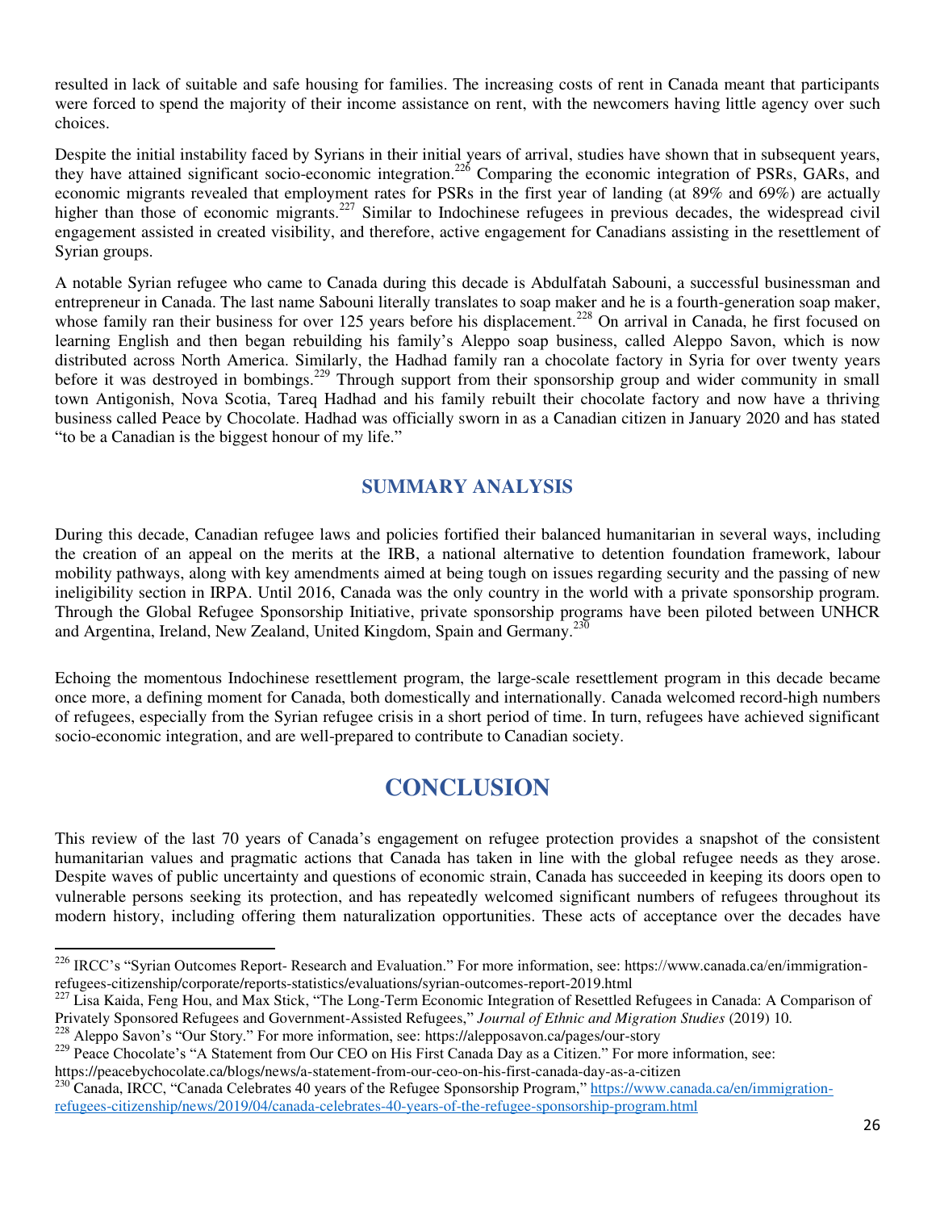resulted in lack of suitable and safe housing for families. The increasing costs of rent in Canada meant that participants were forced to spend the majority of their income assistance on rent, with the newcomers having little agency over such choices.

Despite the initial instability faced by Syrians in their initial years of arrival, studies have shown that in subsequent years, they have attained significant socio-economic integration.[226] Comparing the economic integration of PSRs, GARs, and economic migrants revealed that employment rates for PSRs in the first year of landing (at 89% and 69%) are actually higher than those of economic migrants.[227] Similar to Indochinese refugees in previous decades, the widespread civil engagement assisted in created visibility, and therefore, active engagement for Canadians assisting in the resettlement of Syrian groups.

A notable Syrian refugee who came to Canada during this decade is Abdulfatah Sabouni, a successful businessman and entrepreneur in Canada. The last name Sabouni literally translates to soap maker and he is a fourth-generation soap maker, whose family ran their business for over 125 years before his displacement.[228] On arrival in Canada, he first focused on learning English and then began rebuilding his family's Aleppo soap business, called Aleppo Savon, which is now distributed across North America. Similarly, the Hadhad family ran a chocolate factory in Syria for over twenty years before it was destroyed in bombings.[229] Through support from their sponsorship group and wider community in small town Antigonish, Nova Scotia, Tareq Hadhad and his family rebuilt their chocolate factory and now have a thriving business called Peace by Chocolate. Hadhad was officially sworn in as a Canadian citizen in January 2020 and has stated "to be a Canadian is the biggest honour of my life."

## SUMMARY ANALYSIS

During this decade, Canadian refugee laws and policies fortified their balanced humanitarian in several ways, including the creation of an appeal on the merits at the IRB, a national alternative to detention foundation framework, labour mobility pathways, along with key amendments aimed at being tough on issues regarding security and the passing of new ineligibility section in IRPA. Until 2016, Canada was the only country in the world with a private sponsorship program. Through the Global Refugee Sponsorship Initiative, private sponsorship programs have been piloted between UNHCR and Argentina, Ireland, New Zealand, United Kingdom, Spain and Germany.[230]

Echoing the momentous Indochinese resettlement program, the large-scale resettlement program in this decade became once more, a defining moment for Canada, both domestically and internationally. Canada welcomed record-high numbers of refugees, especially from the Syrian refugee crisis in a short period of time. In turn, refugees have achieved significant socio-economic integration, and are well-prepared to contribute to Canadian society.

# CONCLUSION

This review of the last 70 years of Canada's engagement on refugee protection provides a snapshot of the consistent humanitarian values and pragmatic actions that Canada has taken in line with the global refugee needs as they arose. Despite waves of public uncertainty and questions of economic strain, Canada has succeeded in keeping its doors open to vulnerable persons seeking its protection, and has repeatedly welcomed significant numbers of refugees throughout its modern history, including offering them naturalization opportunities. These acts of acceptance over the decades have

---

[226] IRCC's "Syrian Outcomes Report- Research and Evaluation." For more information, see: https://www.canada.ca/en/immigration-refugees-citizenship/corporate/reports-statistics/evaluations/syrian-outcomes-report-2019.html

[227] Lisa Kaida, Feng Hou, and Max Stick, "The Long-Term Economic Integration of Resettled Refugees in Canada: A Comparison of Privately Sponsored Refugees and Government-Assisted Refugees," *Journal of Ethnic and Migration Studies* (2019) 10.

[228] Aleppo Savon's "Our Story." For more information, see: https://alepposavon.ca/pages/our-story

[229] Peace Chocolate's "A Statement from Our CEO on His First Canada Day as a Citizen." For more information, see: https://peacebychocolate.ca/blogs/news/a-statement-from-our-ceo-on-his-first-canada-day-as-a-citizen

[230] Canada, IRCC, "Canada Celebrates 40 years of the Refugee Sponsorship Program," https://www.canada.ca/en/immigration-refugees-citizenship/news/2019/04/canada-celebrates-40-years-of-the-refugee-sponsorship-program.html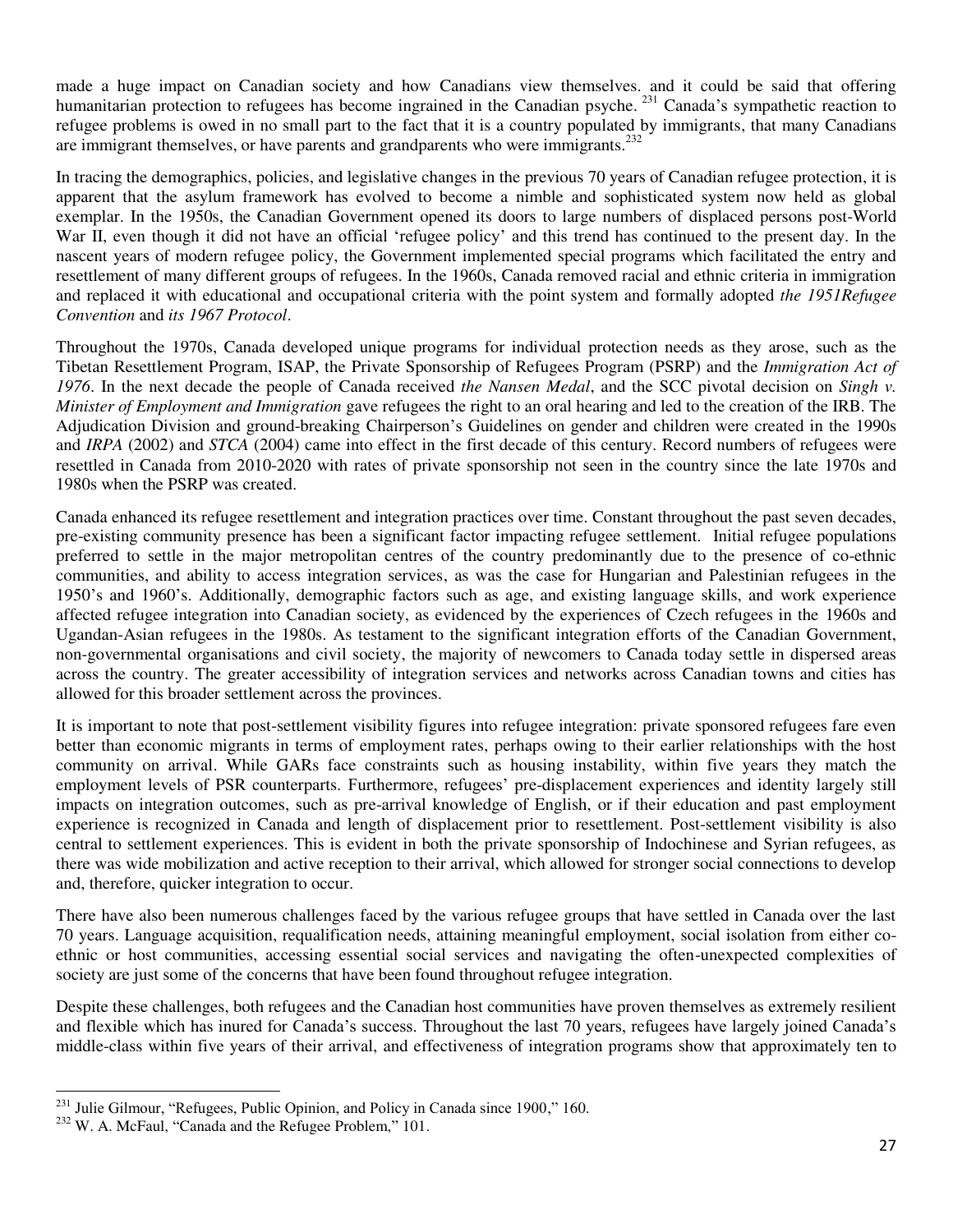made a huge impact on Canadian society and how Canadians view themselves. and it could be said that offering humanitarian protection to refugees has become ingrained in the Canadian psyche. [231] Canada's sympathetic reaction to refugee problems is owed in no small part to the fact that it is a country populated by immigrants, that many Canadians are immigrant themselves, or have parents and grandparents who were immigrants.[232]

In tracing the demographics, policies, and legislative changes in the previous 70 years of Canadian refugee protection, it is apparent that the asylum framework has evolved to become a nimble and sophisticated system now held as global exemplar. In the 1950s, the Canadian Government opened its doors to large numbers of displaced persons post-World War II, even though it did not have an official 'refugee policy' and this trend has continued to the present day. In the nascent years of modern refugee policy, the Government implemented special programs which facilitated the entry and resettlement of many different groups of refugees. In the 1960s, Canada removed racial and ethnic criteria in immigration and replaced it with educational and occupational criteria with the point system and formally adopted *the 1951Refugee Convention* and *its 1967 Protocol*.

Throughout the 1970s, Canada developed unique programs for individual protection needs as they arose, such as the Tibetan Resettlement Program, ISAP, the Private Sponsorship of Refugees Program (PSRP) and the *Immigration Act of 1976*. In the next decade the people of Canada received *the Nansen Medal*, and the SCC pivotal decision on *Singh v. Minister of Employment and Immigration* gave refugees the right to an oral hearing and led to the creation of the IRB. The Adjudication Division and ground-breaking Chairperson's Guidelines on gender and children were created in the 1990s and *IRPA* (2002) and *STCA* (2004) came into effect in the first decade of this century. Record numbers of refugees were resettled in Canada from 2010-2020 with rates of private sponsorship not seen in the country since the late 1970s and 1980s when the PSRP was created.

Canada enhanced its refugee resettlement and integration practices over time. Constant throughout the past seven decades, pre-existing community presence has been a significant factor impacting refugee settlement. Initial refugee populations preferred to settle in the major metropolitan centres of the country predominantly due to the presence of co-ethnic communities, and ability to access integration services, as was the case for Hungarian and Palestinian refugees in the 1950's and 1960's. Additionally, demographic factors such as age, and existing language skills, and work experience affected refugee integration into Canadian society, as evidenced by the experiences of Czech refugees in the 1960s and Ugandan-Asian refugees in the 1980s. As testament to the significant integration efforts of the Canadian Government, non-governmental organisations and civil society, the majority of newcomers to Canada today settle in dispersed areas across the country. The greater accessibility of integration services and networks across Canadian towns and cities has allowed for this broader settlement across the provinces.

It is important to note that post-settlement visibility figures into refugee integration: private sponsored refugees fare even better than economic migrants in terms of employment rates, perhaps owing to their earlier relationships with the host community on arrival. While GARs face constraints such as housing instability, within five years they match the employment levels of PSR counterparts. Furthermore, refugees' pre-displacement experiences and identity largely still impacts on integration outcomes, such as pre-arrival knowledge of English, or if their education and past employment experience is recognized in Canada and length of displacement prior to resettlement. Post-settlement visibility is also central to settlement experiences. This is evident in both the private sponsorship of Indochinese and Syrian refugees, as there was wide mobilization and active reception to their arrival, which allowed for stronger social connections to develop and, therefore, quicker integration to occur.

There have also been numerous challenges faced by the various refugee groups that have settled in Canada over the last 70 years. Language acquisition, requalification needs, attaining meaningful employment, social isolation from either co-ethnic or host communities, accessing essential social services and navigating the often-unexpected complexities of society are just some of the concerns that have been found throughout refugee integration.

Despite these challenges, both refugees and the Canadian host communities have proven themselves as extremely resilient and flexible which has inured for Canada's success. Throughout the last 70 years, refugees have largely joined Canada's middle-class within five years of their arrival, and effectiveness of integration programs show that approximately ten to

---

[231] Julie Gilmour, "Refugees, Public Opinion, and Policy in Canada since 1900," 160.

[232] W. A. McFaul, "Canada and the Refugee Problem," 101.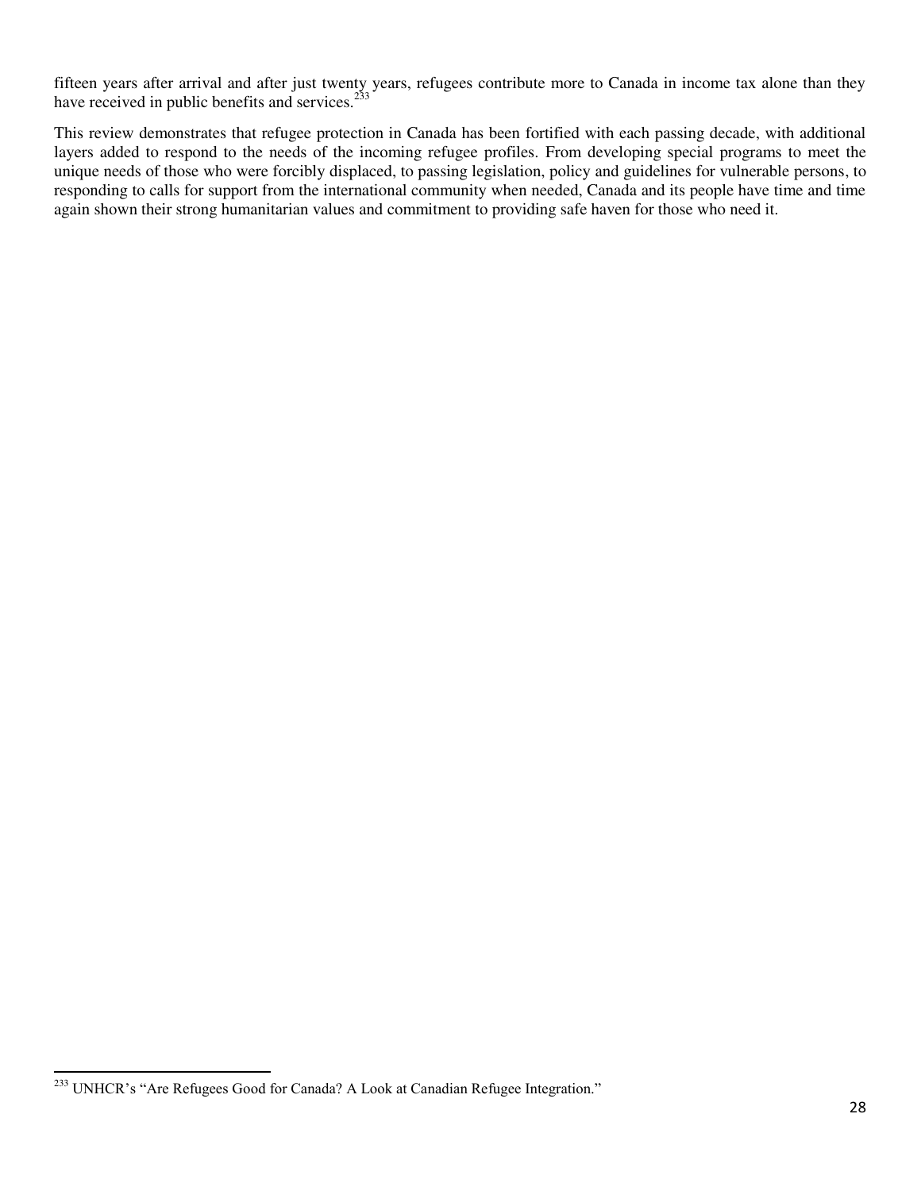fifteen years after arrival and after just twenty years, refugees contribute more to Canada in income tax alone than they have received in public benefits and services.[233]

This review demonstrates that refugee protection in Canada has been fortified with each passing decade, with additional layers added to respond to the needs of the incoming refugee profiles. From developing special programs to meet the unique needs of those who were forcibly displaced, to passing legislation, policy and guidelines for vulnerable persons, to responding to calls for support from the international community when needed, Canada and its people have time and time again shown their strong humanitarian values and commitment to providing safe haven for those who need it.

---

[233] UNHCR's "Are Refugees Good for Canada? A Look at Canadian Refugee Integration."